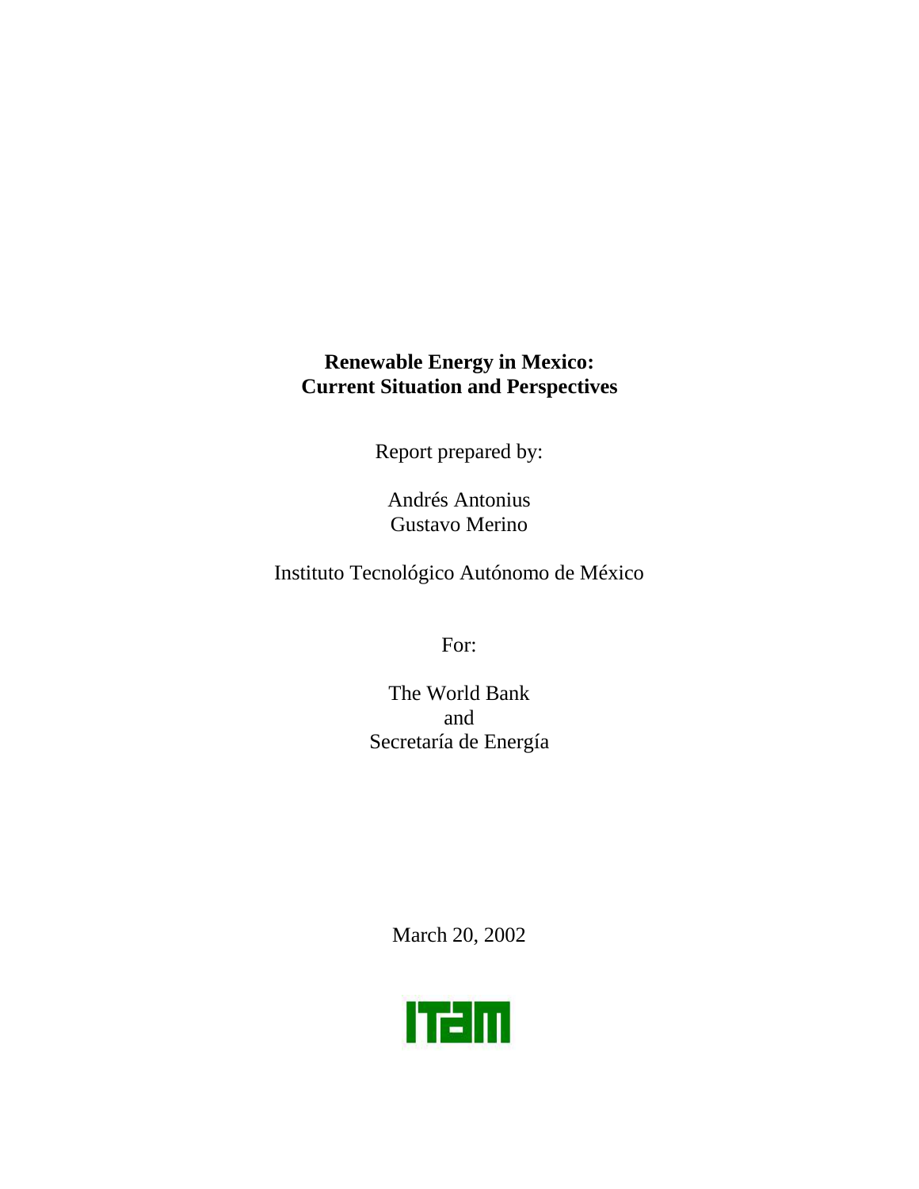# Renewable Energy in Mexico: Current Situation and Perspectives

Report prepared by:

Andrés Antonius
Gustavo Merino

Instituto Tecnológico Autónomo de México

For:

The World Bank
and
Secretaría de Energía

March 20, 2002

ITAM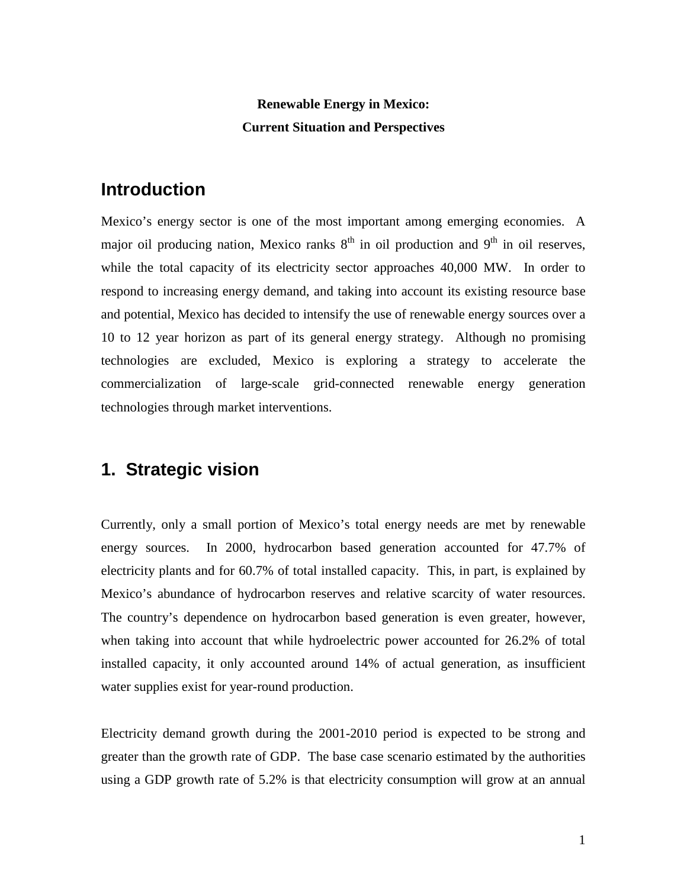**Renewable Energy in Mexico:**

**Current Situation and Perspectives**

# Introduction

Mexico's energy sector is one of the most important among emerging economies. A major oil producing nation, Mexico ranks 8$^{th}$ in oil production and 9$^{th}$ in oil reserves, while the total capacity of its electricity sector approaches 40,000 MW. In order to respond to increasing energy demand, and taking into account its existing resource base and potential, Mexico has decided to intensify the use of renewable energy sources over a 10 to 12 year horizon as part of its general energy strategy. Although no promising technologies are excluded, Mexico is exploring a strategy to accelerate the commercialization of large-scale grid-connected renewable energy generation technologies through market interventions.

# 1. Strategic vision

Currently, only a small portion of Mexico's total energy needs are met by renewable energy sources. In 2000, hydrocarbon based generation accounted for 47.7% of electricity plants and for 60.7% of total installed capacity. This, in part, is explained by Mexico's abundance of hydrocarbon reserves and relative scarcity of water resources. The country's dependence on hydrocarbon based generation is even greater, however, when taking into account that while hydroelectric power accounted for 26.2% of total installed capacity, it only accounted around 14% of actual generation, as insufficient water supplies exist for year-round production.

Electricity demand growth during the 2001-2010 period is expected to be strong and greater than the growth rate of GDP. The base case scenario estimated by the authorities using a GDP growth rate of 5.2% is that electricity consumption will grow at an annual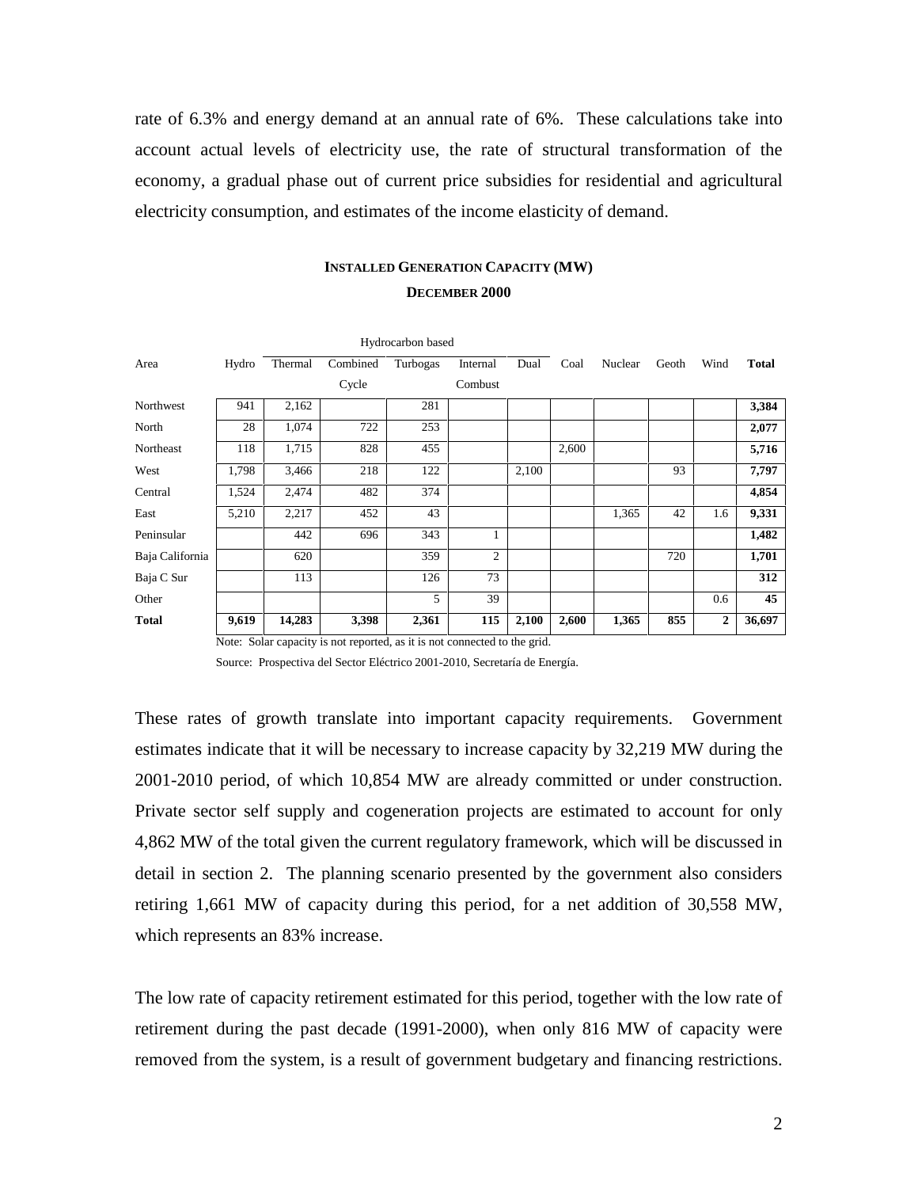rate of 6.3% and energy demand at an annual rate of 6%. These calculations take into account actual levels of electricity use, the rate of structural transformation of the economy, a gradual phase out of current price subsidies for residential and agricultural electricity consumption, and estimates of the income elasticity of demand.

**INSTALLED GENERATION CAPACITY (MW)**

**DECEMBER 2000**

| Area | Hydro | Hydrocarbon based | | | | | Coal | Nuclear | Geoth | Wind | **Total** |
|---|---|---|---|---|---|---|---|---|---|---|---|
| | | Thermal | Combined Cycle | Turbogas | Internal Combust | Dual | | | | | |
| Northwest | 941 | 2,162 | | 281 | | | | | | | **3,384** |
| North | 28 | 1,074 | 722 | 253 | | | | | | | **2,077** |
| Northeast | 118 | 1,715 | 828 | 455 | | | 2,600 | | | | **5,716** |
| West | 1,798 | 3,466 | 218 | 122 | | 2,100 | | | 93 | | **7,797** |
| Central | 1,524 | 2,474 | 482 | 374 | | | | | | | **4,854** |
| East | 5,210 | 2,217 | 452 | 43 | | | | 1,365 | 42 | 1.6 | **9,331** |
| Peninsular | | 442 | 696 | 343 | 1 | | | | | | **1,482** |
| Baja California | | 620 | | 359 | 2 | | | | 720 | | **1,701** |
| Baja C Sur | | 113 | | 126 | 73 | | | | | | **312** |
| Other | | | | 5 | 39 | | | | | 0.6 | **45** |
| **Total** | **9,619** | **14,283** | **3,398** | **2,361** | **115** | **2,100** | **2,600** | **1,365** | **855** | **2** | **36,697** |

Note: Solar capacity is not reported, as it is not connected to the grid.

Source: Prospectiva del Sector Eléctrico 2001-2010, Secretaría de Energía.

These rates of growth translate into important capacity requirements. Government estimates indicate that it will be necessary to increase capacity by 32,219 MW during the 2001-2010 period, of which 10,854 MW are already committed or under construction. Private sector self supply and cogeneration projects are estimated to account for only 4,862 MW of the total given the current regulatory framework, which will be discussed in detail in section 2. The planning scenario presented by the government also considers retiring 1,661 MW of capacity during this period, for a net addition of 30,558 MW, which represents an 83% increase.

The low rate of capacity retirement estimated for this period, together with the low rate of retirement during the past decade (1991-2000), when only 816 MW of capacity were removed from the system, is a result of government budgetary and financing restrictions.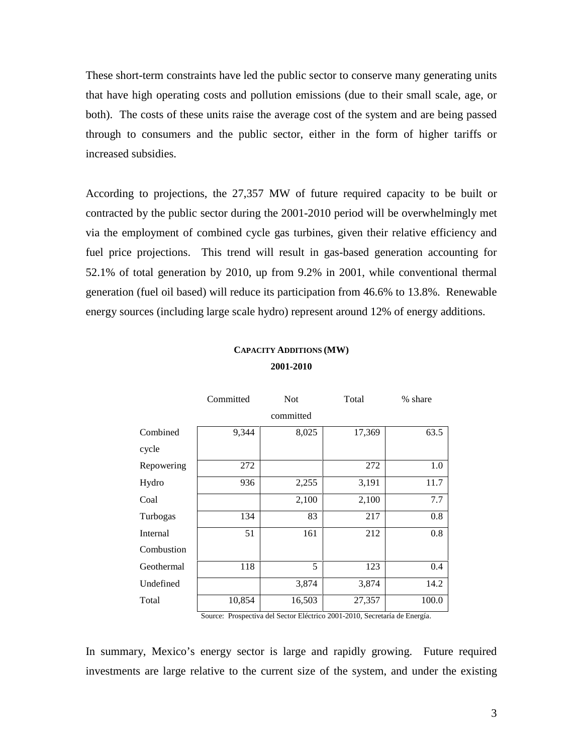These short-term constraints have led the public sector to conserve many generating units that have high operating costs and pollution emissions (due to their small scale, age, or both). The costs of these units raise the average cost of the system and are being passed through to consumers and the public sector, either in the form of higher tariffs or increased subsidies.

According to projections, the 27,357 MW of future required capacity to be built or contracted by the public sector during the 2001-2010 period will be overwhelmingly met via the employment of combined cycle gas turbines, given their relative efficiency and fuel price projections. This trend will result in gas-based generation accounting for 52.1% of total generation by 2010, up from 9.2% in 2001, while conventional thermal generation (fuel oil based) will reduce its participation from 46.6% to 13.8%. Renewable energy sources (including large scale hydro) represent around 12% of energy additions.

**CAPACITY ADDITIONS (MW)**
**2001-2010**

| | Committed | Not committed | Total | % share |
|---|---|---|---|---|
| Combined cycle | 9,344 | 8,025 | 17,369 | 63.5 |
| Repowering | 272 | | 272 | 1.0 |
| Hydro | 936 | 2,255 | 3,191 | 11.7 |
| Coal | | 2,100 | 2,100 | 7.7 |
| Turbogas | 134 | 83 | 217 | 0.8 |
| Internal Combustion | 51 | 161 | 212 | 0.8 |
| Geothermal | 118 | 5 | 123 | 0.4 |
| Undefined | | 3,874 | 3,874 | 14.2 |
| Total | 10,854 | 16,503 | 27,357 | 100.0 |

Source: Prospectiva del Sector Eléctrico 2001-2010, Secretaría de Energía.

In summary, Mexico's energy sector is large and rapidly growing. Future required investments are large relative to the current size of the system, and under the existing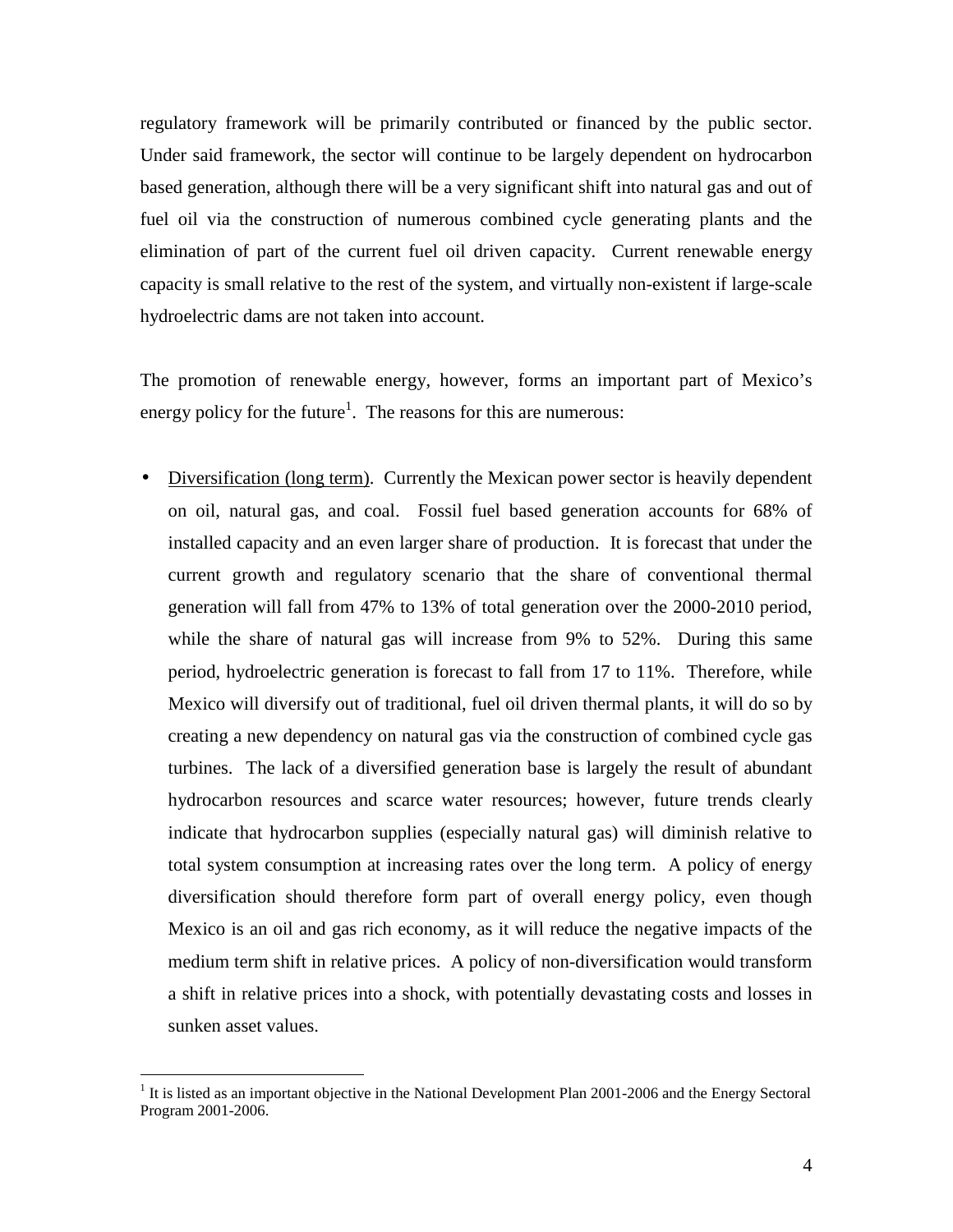regulatory framework will be primarily contributed or financed by the public sector. Under said framework, the sector will continue to be largely dependent on hydrocarbon based generation, although there will be a very significant shift into natural gas and out of fuel oil via the construction of numerous combined cycle generating plants and the elimination of part of the current fuel oil driven capacity. Current renewable energy capacity is small relative to the rest of the system, and virtually non-existent if large-scale hydroelectric dams are not taken into account.

The promotion of renewable energy, however, forms an important part of Mexico's energy policy for the future[1]. The reasons for this are numerous:

- Diversification (long term). Currently the Mexican power sector is heavily dependent on oil, natural gas, and coal. Fossil fuel based generation accounts for 68% of installed capacity and an even larger share of production. It is forecast that under the current growth and regulatory scenario that the share of conventional thermal generation will fall from 47% to 13% of total generation over the 2000-2010 period, while the share of natural gas will increase from 9% to 52%. During this same period, hydroelectric generation is forecast to fall from 17 to 11%. Therefore, while Mexico will diversify out of traditional, fuel oil driven thermal plants, it will do so by creating a new dependency on natural gas via the construction of combined cycle gas turbines. The lack of a diversified generation base is largely the result of abundant hydrocarbon resources and scarce water resources; however, future trends clearly indicate that hydrocarbon supplies (especially natural gas) will diminish relative to total system consumption at increasing rates over the long term. A policy of energy diversification should therefore form part of overall energy policy, even though Mexico is an oil and gas rich economy, as it will reduce the negative impacts of the medium term shift in relative prices. A policy of non-diversification would transform a shift in relative prices into a shock, with potentially devastating costs and losses in sunken asset values.

[1] It is listed as an important objective in the National Development Plan 2001-2006 and the Energy Sectoral Program 2001-2006.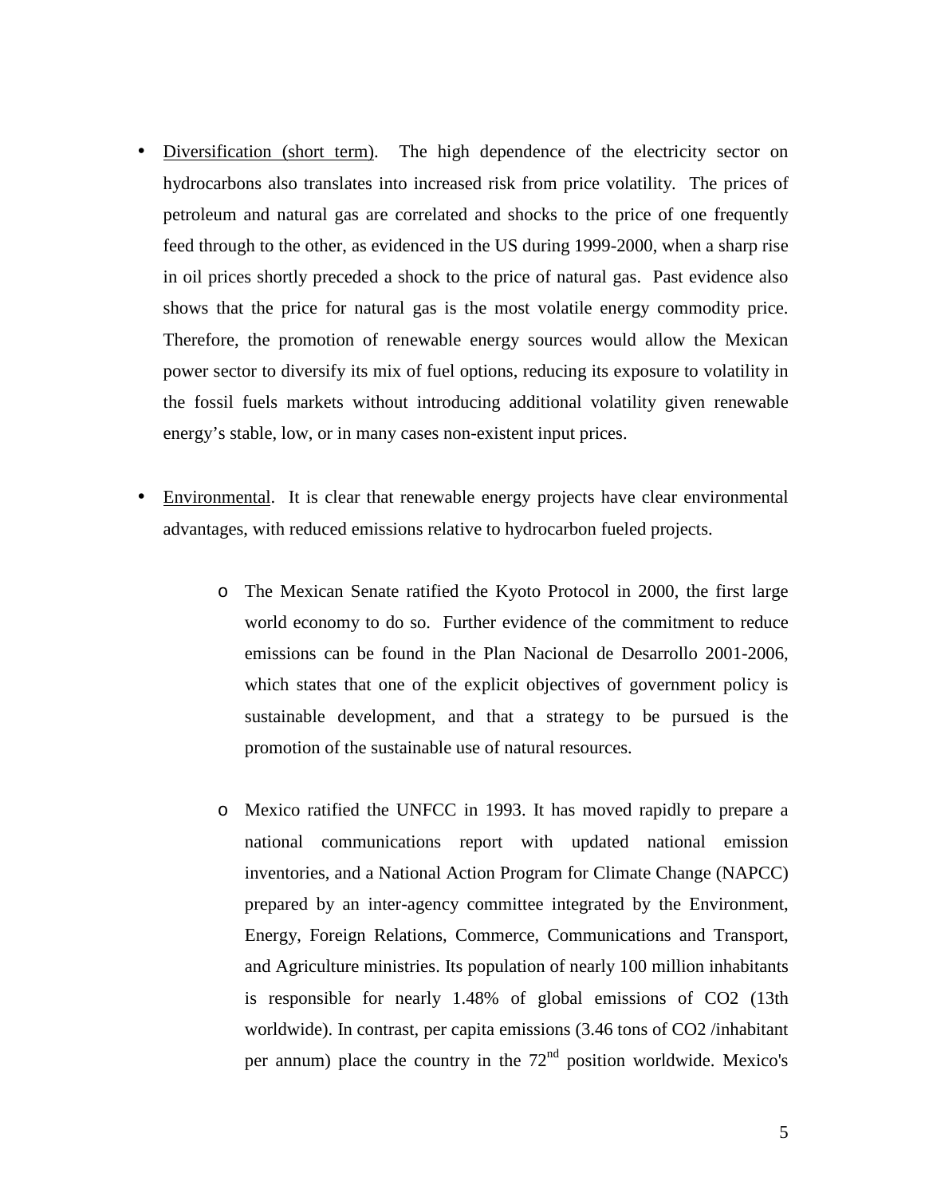- Diversification (short term). The high dependence of the electricity sector on hydrocarbons also translates into increased risk from price volatility. The prices of petroleum and natural gas are correlated and shocks to the price of one frequently feed through to the other, as evidenced in the US during 1999-2000, when a sharp rise in oil prices shortly preceded a shock to the price of natural gas. Past evidence also shows that the price for natural gas is the most volatile energy commodity price. Therefore, the promotion of renewable energy sources would allow the Mexican power sector to diversify its mix of fuel options, reducing its exposure to volatility in the fossil fuels markets without introducing additional volatility given renewable energy's stable, low, or in many cases non-existent input prices.

- Environmental. It is clear that renewable energy projects have clear environmental advantages, with reduced emissions relative to hydrocarbon fueled projects.

    - The Mexican Senate ratified the Kyoto Protocol in 2000, the first large world economy to do so. Further evidence of the commitment to reduce emissions can be found in the Plan Nacional de Desarrollo 2001-2006, which states that one of the explicit objectives of government policy is sustainable development, and that a strategy to be pursued is the promotion of the sustainable use of natural resources.

    - Mexico ratified the UNFCC in 1993. It has moved rapidly to prepare a national communications report with updated national emission inventories, and a National Action Program for Climate Change (NAPCC) prepared by an inter-agency committee integrated by the Environment, Energy, Foreign Relations, Commerce, Communications and Transport, and Agriculture ministries. Its population of nearly 100 million inhabitants is responsible for nearly 1.48% of global emissions of $CO_2$ (13th worldwide). In contrast, per capita emissions (3.46 tons of $CO_2$ /inhabitant per annum) place the country in the 72nd position worldwide. Mexico's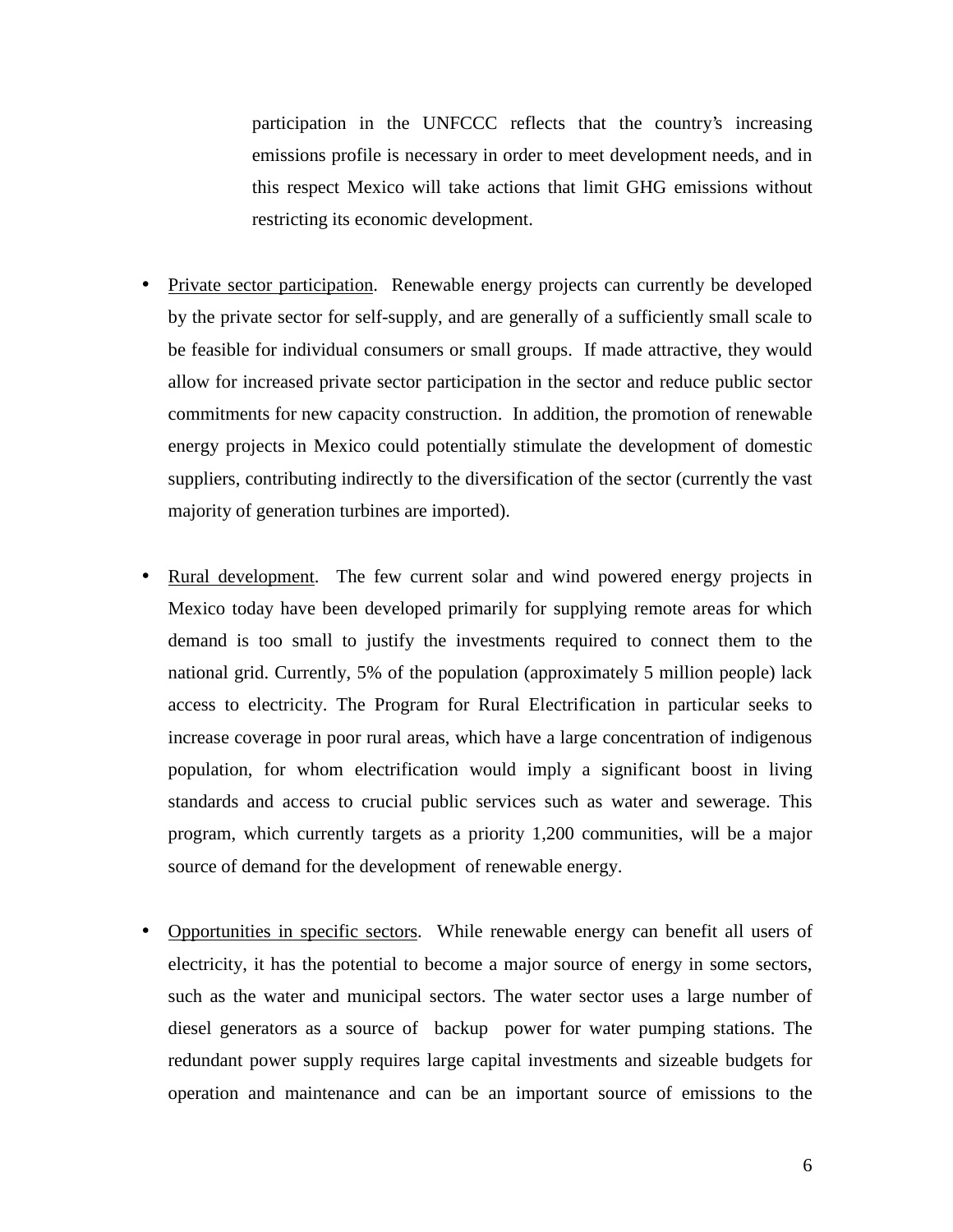participation in the UNFCCC reflects that the country's increasing emissions profile is necessary in order to meet development needs, and in this respect Mexico will take actions that limit GHG emissions without restricting its economic development.

- Private sector participation. Renewable energy projects can currently be developed by the private sector for self-supply, and are generally of a sufficiently small scale to be feasible for individual consumers or small groups. If made attractive, they would allow for increased private sector participation in the sector and reduce public sector commitments for new capacity construction. In addition, the promotion of renewable energy projects in Mexico could potentially stimulate the development of domestic suppliers, contributing indirectly to the diversification of the sector (currently the vast majority of generation turbines are imported).

- Rural development. The few current solar and wind powered energy projects in Mexico today have been developed primarily for supplying remote areas for which demand is too small to justify the investments required to connect them to the national grid. Currently, 5% of the population (approximately 5 million people) lack access to electricity. The Program for Rural Electrification in particular seeks to increase coverage in poor rural areas, which have a large concentration of indigenous population, for whom electrification would imply a significant boost in living standards and access to crucial public services such as water and sewerage. This program, which currently targets as a priority 1,200 communities, will be a major source of demand for the development of renewable energy.

- Opportunities in specific sectors. While renewable energy can benefit all users of electricity, it has the potential to become a major source of energy in some sectors, such as the water and municipal sectors. The water sector uses a large number of diesel generators as a source of backup power for water pumping stations. The redundant power supply requires large capital investments and sizeable budgets for operation and maintenance and can be an important source of emissions to the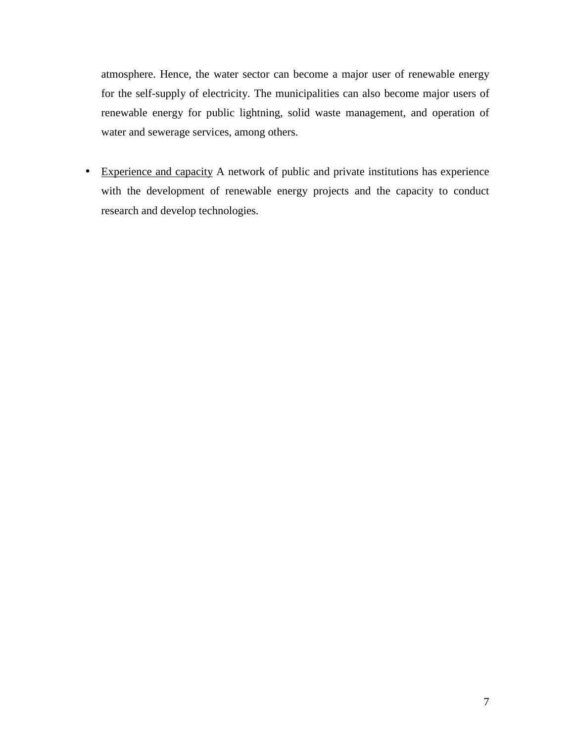atmosphere. Hence, the water sector can become a major user of renewable energy for the self-supply of electricity. The municipalities can also become major users of renewable energy for public lightning, solid waste management, and operation of water and sewerage services, among others.

- <u>Experience and capacity</u> A network of public and private institutions has experience with the development of renewable energy projects and the capacity to conduct research and develop technologies.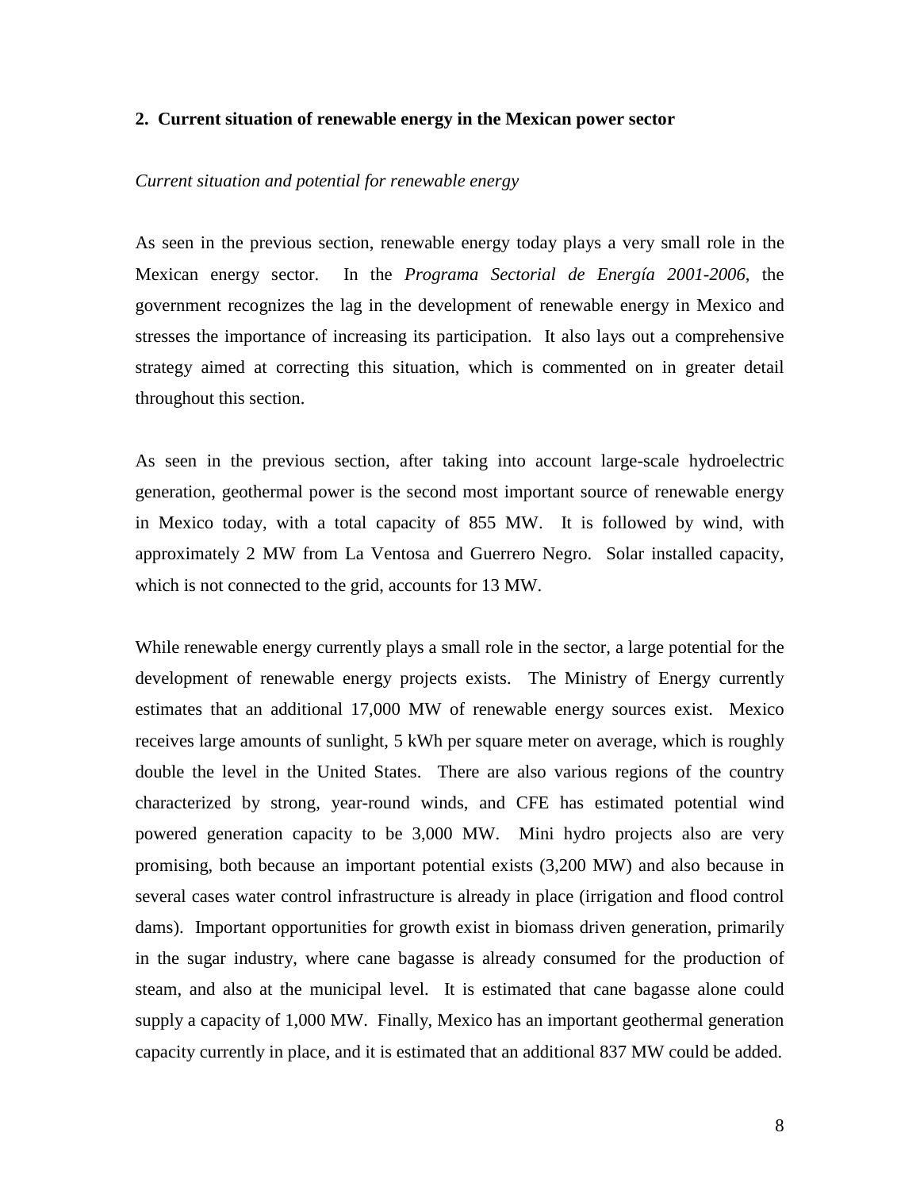## 2. Current situation of renewable energy in the Mexican power sector

*Current situation and potential for renewable energy*

As seen in the previous section, renewable energy today plays a very small role in the Mexican energy sector. In the *Programa Sectorial de Energía 2001-2006*, the government recognizes the lag in the development of renewable energy in Mexico and stresses the importance of increasing its participation. It also lays out a comprehensive strategy aimed at correcting this situation, which is commented on in greater detail throughout this section.

As seen in the previous section, after taking into account large-scale hydroelectric generation, geothermal power is the second most important source of renewable energy in Mexico today, with a total capacity of 855 MW. It is followed by wind, with approximately 2 MW from La Ventosa and Guerrero Negro. Solar installed capacity, which is not connected to the grid, accounts for 13 MW.

While renewable energy currently plays a small role in the sector, a large potential for the development of renewable energy projects exists. The Ministry of Energy currently estimates that an additional 17,000 MW of renewable energy sources exist. Mexico receives large amounts of sunlight, 5 kWh per square meter on average, which is roughly double the level in the United States. There are also various regions of the country characterized by strong, year-round winds, and CFE has estimated potential wind powered generation capacity to be 3,000 MW. Mini hydro projects also are very promising, both because an important potential exists (3,200 MW) and also because in several cases water control infrastructure is already in place (irrigation and flood control dams). Important opportunities for growth exist in biomass driven generation, primarily in the sugar industry, where cane bagasse is already consumed for the production of steam, and also at the municipal level. It is estimated that cane bagasse alone could supply a capacity of 1,000 MW. Finally, Mexico has an important geothermal generation capacity currently in place, and it is estimated that an additional 837 MW could be added.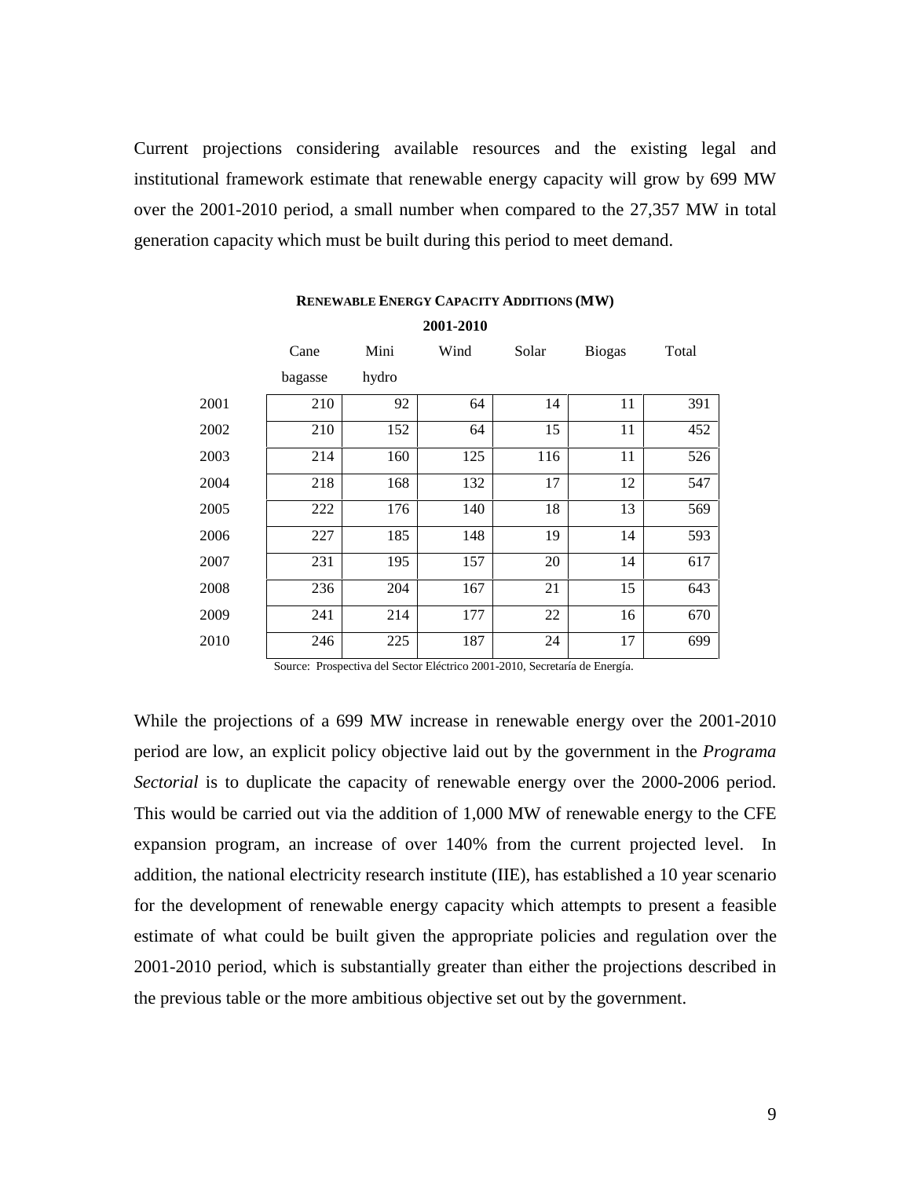Current projections considering available resources and the existing legal and institutional framework estimate that renewable energy capacity will grow by 699 MW over the 2001-2010 period, a small number when compared to the 27,357 MW in total generation capacity which must be built during this period to meet demand.

**RENEWABLE ENERGY CAPACITY ADDITIONS (MW)**

**2001-2010**

| | Cane bagasse | Mini hydro | Wind | Solar | Biogas | Total |
|---|---|---|---|---|---|---|
| 2001 | 210 | 92 | 64 | 14 | 11 | 391 |
| 2002 | 210 | 152 | 64 | 15 | 11 | 452 |
| 2003 | 214 | 160 | 125 | 116 | 11 | 526 |
| 2004 | 218 | 168 | 132 | 17 | 12 | 547 |
| 2005 | 222 | 176 | 140 | 18 | 13 | 569 |
| 2006 | 227 | 185 | 148 | 19 | 14 | 593 |
| 2007 | 231 | 195 | 157 | 20 | 14 | 617 |
| 2008 | 236 | 204 | 167 | 21 | 15 | 643 |
| 2009 | 241 | 214 | 177 | 22 | 16 | 670 |
| 2010 | 246 | 225 | 187 | 24 | 17 | 699 |

Source: Prospectiva del Sector Eléctrico 2001-2010, Secretaría de Energía.

While the projections of a 699 MW increase in renewable energy over the 2001-2010 period are low, an explicit policy objective laid out by the government in the *Programa Sectorial* is to duplicate the capacity of renewable energy over the 2000-2006 period. This would be carried out via the addition of 1,000 MW of renewable energy to the CFE expansion program, an increase of over 140% from the current projected level. In addition, the national electricity research institute (IIE), has established a 10 year scenario for the development of renewable energy capacity which attempts to present a feasible estimate of what could be built given the appropriate policies and regulation over the 2001-2010 period, which is substantially greater than either the projections described in the previous table or the more ambitious objective set out by the government.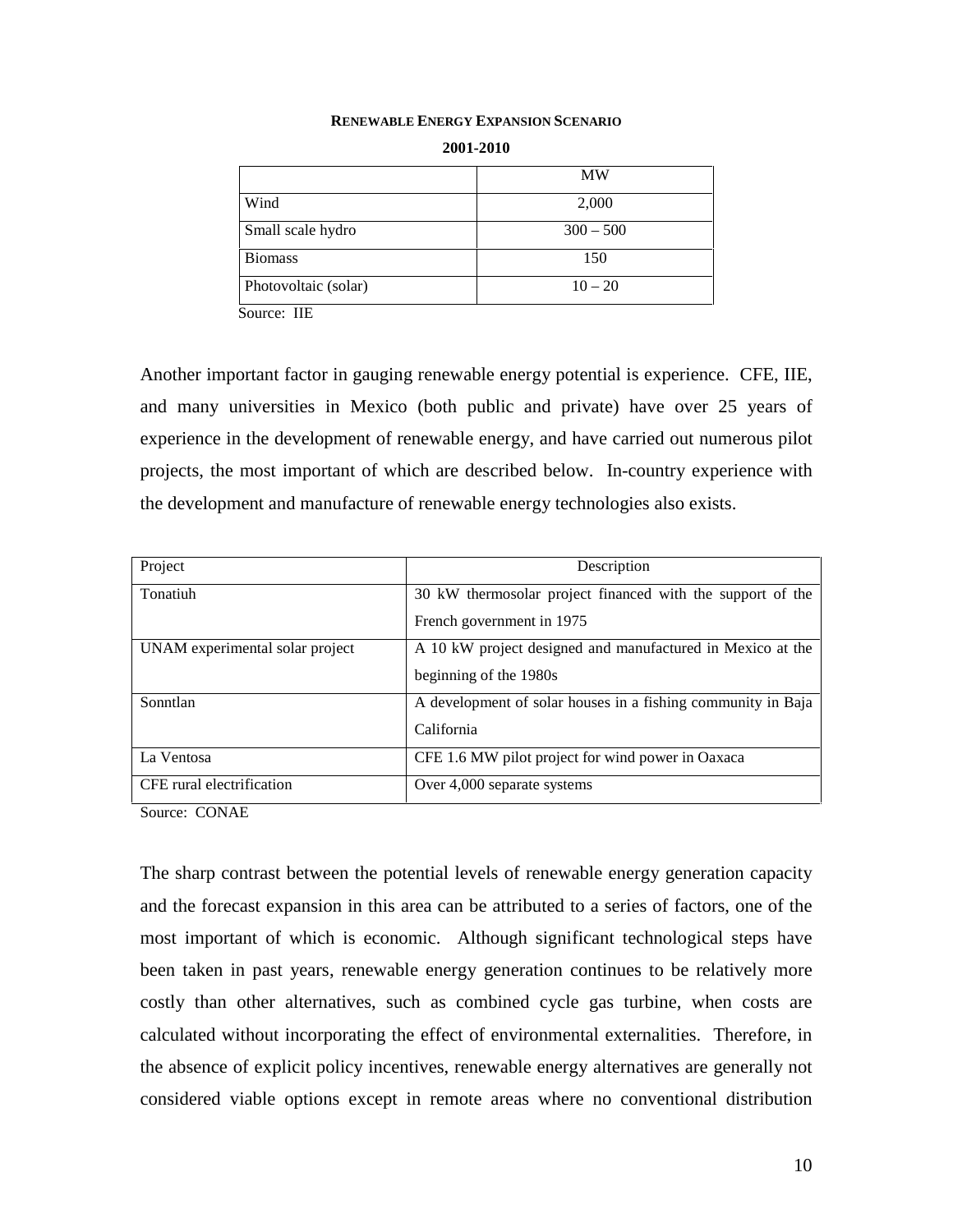**RENEWABLE ENERGY EXPANSION SCENARIO**

**2001-2010**

| | MW |
|---|---|
| Wind | 2,000 |
| Small scale hydro | 300 – 500 |
| Biomass | 150 |
| Photovoltaic (solar) | 10 – 20 |

Source: IIE

Another important factor in gauging renewable energy potential is experience. CFE, IIE, and many universities in Mexico (both public and private) have over 25 years of experience in the development of renewable energy, and have carried out numerous pilot projects, the most important of which are described below. In-country experience with the development and manufacture of renewable energy technologies also exists.

| Project | Description |
|---|---|
| Tonatiuh | 30 kW thermosolar project financed with the support of the French government in 1975 |
| UNAM experimental solar project | A 10 kW project designed and manufactured in Mexico at the beginning of the 1980s |
| Sonntlan | A development of solar houses in a fishing community in Baja California |
| La Ventosa | CFE 1.6 MW pilot project for wind power in Oaxaca |
| CFE rural electrification | Over 4,000 separate systems |

Source: CONAE

The sharp contrast between the potential levels of renewable energy generation capacity and the forecast expansion in this area can be attributed to a series of factors, one of the most important of which is economic. Although significant technological steps have been taken in past years, renewable energy generation continues to be relatively more costly than other alternatives, such as combined cycle gas turbine, when costs are calculated without incorporating the effect of environmental externalities. Therefore, in the absence of explicit policy incentives, renewable energy alternatives are generally not considered viable options except in remote areas where no conventional distribution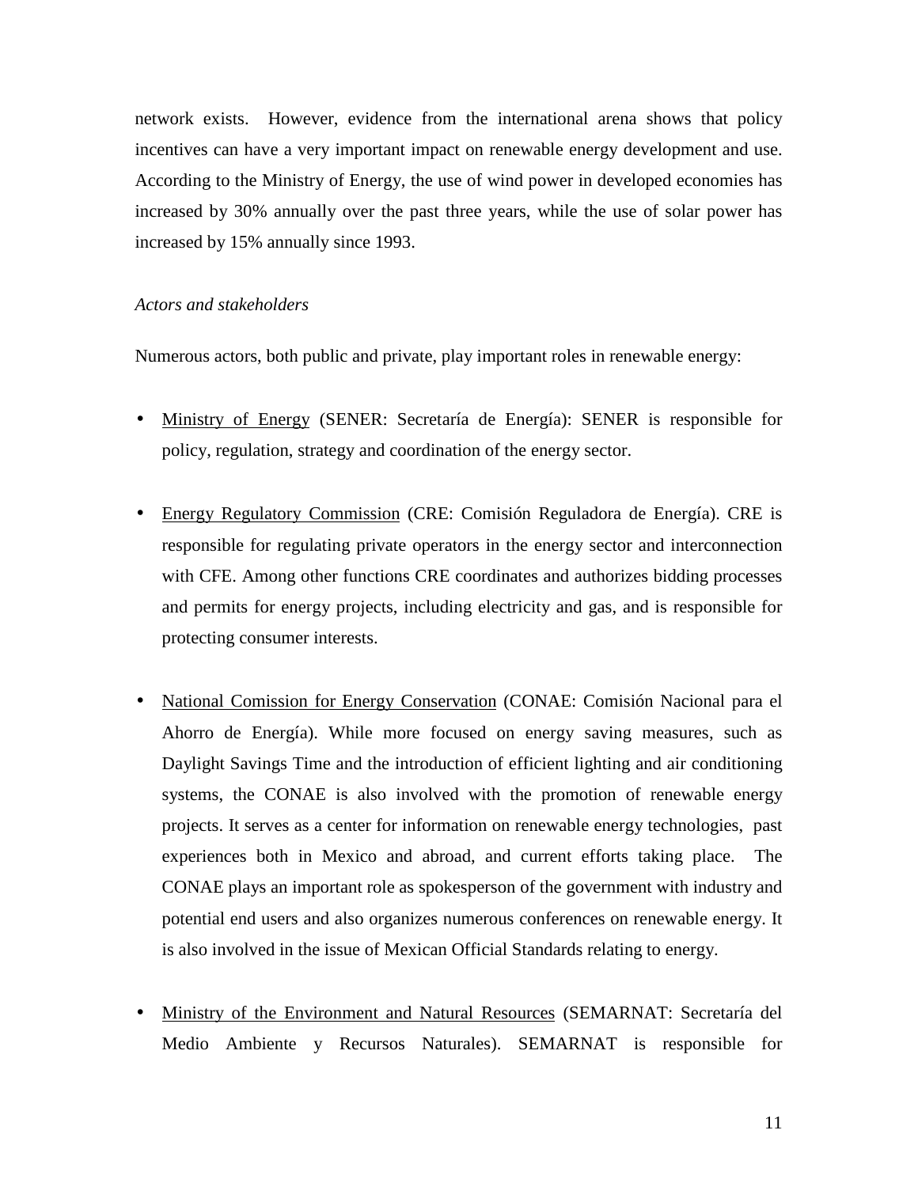network exists. However, evidence from the international arena shows that policy incentives can have a very important impact on renewable energy development and use. According to the Ministry of Energy, the use of wind power in developed economies has increased by 30% annually over the past three years, while the use of solar power has increased by 15% annually since 1993.

*Actors and stakeholders*

Numerous actors, both public and private, play important roles in renewable energy:

- Ministry of Energy (SENER: Secretaría de Energía): SENER is responsible for policy, regulation, strategy and coordination of the energy sector.

- Energy Regulatory Commission (CRE: Comisión Reguladora de Energía). CRE is responsible for regulating private operators in the energy sector and interconnection with CFE. Among other functions CRE coordinates and authorizes bidding processes and permits for energy projects, including electricity and gas, and is responsible for protecting consumer interests.

- National Comission for Energy Conservation (CONAE: Comisión Nacional para el Ahorro de Energía). While more focused on energy saving measures, such as Daylight Savings Time and the introduction of efficient lighting and air conditioning systems, the CONAE is also involved with the promotion of renewable energy projects. It serves as a center for information on renewable energy technologies, past experiences both in Mexico and abroad, and current efforts taking place. The CONAE plays an important role as spokesperson of the government with industry and potential end users and also organizes numerous conferences on renewable energy. It is also involved in the issue of Mexican Official Standards relating to energy.

- Ministry of the Environment and Natural Resources (SEMARNAT: Secretaría del Medio Ambiente y Recursos Naturales). SEMARNAT is responsible for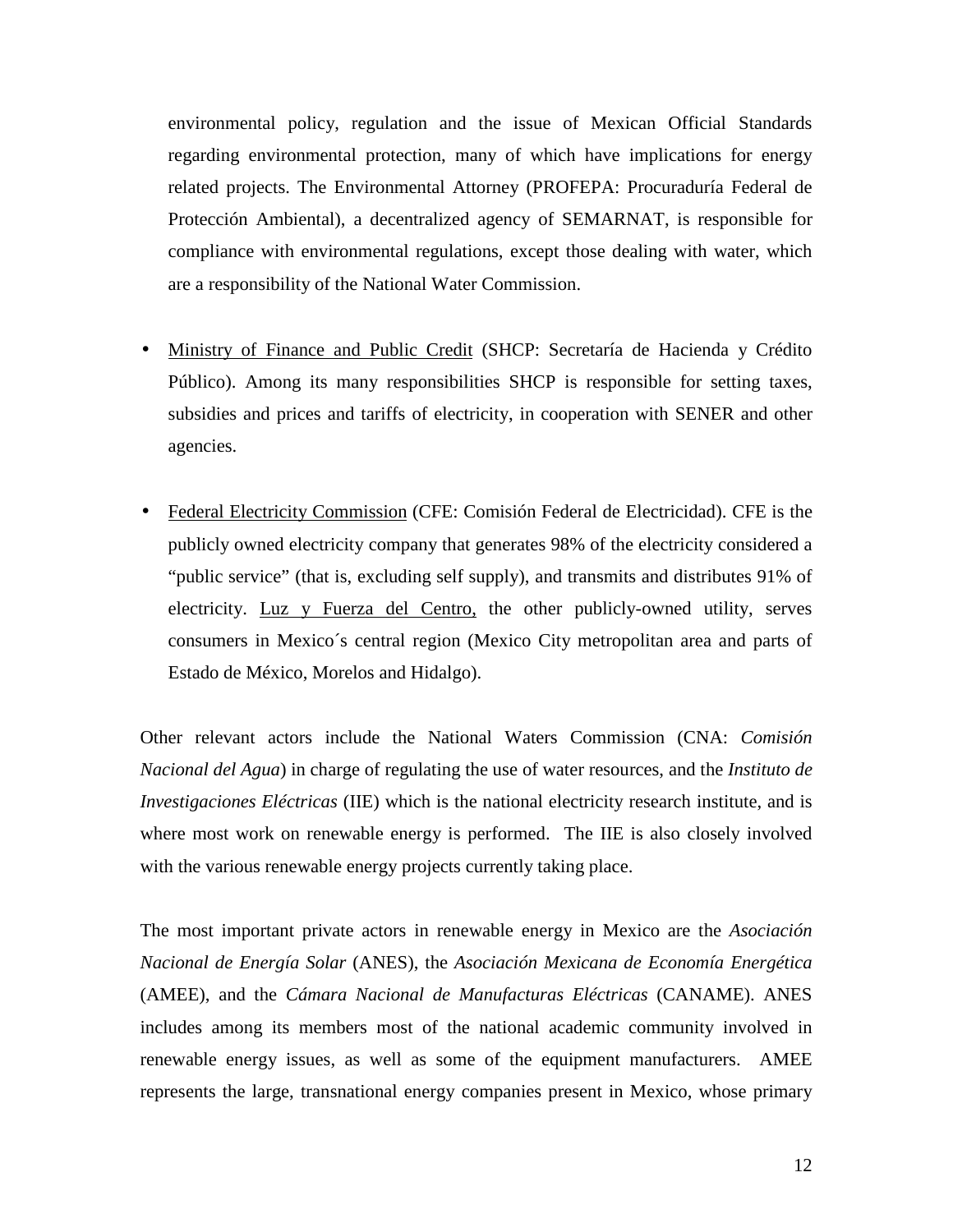environmental policy, regulation and the issue of Mexican Official Standards regarding environmental protection, many of which have implications for energy related projects. The Environmental Attorney (PROFEPA: Procuraduría Federal de Protección Ambiental), a decentralized agency of SEMARNAT, is responsible for compliance with environmental regulations, except those dealing with water, which are a responsibility of the National Water Commission.

- Ministry of Finance and Public Credit (SHCP: Secretaría de Hacienda y Crédito Público). Among its many responsibilities SHCP is responsible for setting taxes, subsidies and prices and tariffs of electricity, in cooperation with SENER and other agencies.

- Federal Electricity Commission (CFE: Comisión Federal de Electricidad). CFE is the publicly owned electricity company that generates 98% of the electricity considered a "public service" (that is, excluding self supply), and transmits and distributes 91% of electricity. Luz y Fuerza del Centro, the other publicly-owned utility, serves consumers in Mexico´s central region (Mexico City metropolitan area and parts of Estado de México, Morelos and Hidalgo).

Other relevant actors include the National Waters Commission (CNA: *Comisión Nacional del Agua*) in charge of regulating the use of water resources, and the *Instituto de Investigaciones Eléctricas* (IIE) which is the national electricity research institute, and is where most work on renewable energy is performed. The IIE is also closely involved with the various renewable energy projects currently taking place.

The most important private actors in renewable energy in Mexico are the *Asociación Nacional de Energía Solar* (ANES), the *Asociación Mexicana de Economía Energética* (AMEE), and the *Cámara Nacional de Manufacturas Eléctricas* (CANAME). ANES includes among its members most of the national academic community involved in renewable energy issues, as well as some of the equipment manufacturers. AMEE represents the large, transnational energy companies present in Mexico, whose primary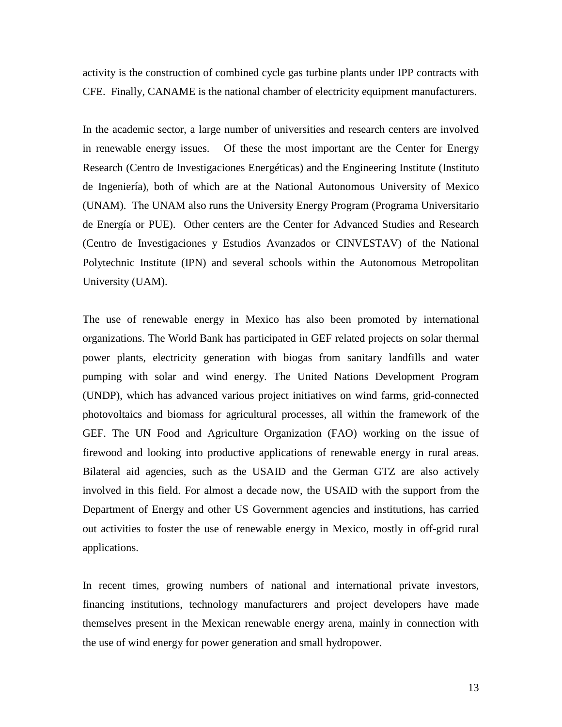activity is the construction of combined cycle gas turbine plants under IPP contracts with CFE. Finally, CANAME is the national chamber of electricity equipment manufacturers.

In the academic sector, a large number of universities and research centers are involved in renewable energy issues. Of these the most important are the Center for Energy Research (Centro de Investigaciones Energéticas) and the Engineering Institute (Instituto de Ingeniería), both of which are at the National Autonomous University of Mexico (UNAM). The UNAM also runs the University Energy Program (Programa Universitario de Energía or PUE). Other centers are the Center for Advanced Studies and Research (Centro de Investigaciones y Estudios Avanzados or CINVESTAV) of the National Polytechnic Institute (IPN) and several schools within the Autonomous Metropolitan University (UAM).

The use of renewable energy in Mexico has also been promoted by international organizations. The World Bank has participated in GEF related projects on solar thermal power plants, electricity generation with biogas from sanitary landfills and water pumping with solar and wind energy. The United Nations Development Program (UNDP), which has advanced various project initiatives on wind farms, grid-connected photovoltaics and biomass for agricultural processes, all within the framework of the GEF. The UN Food and Agriculture Organization (FAO) working on the issue of firewood and looking into productive applications of renewable energy in rural areas. Bilateral aid agencies, such as the USAID and the German GTZ are also actively involved in this field. For almost a decade now, the USAID with the support from the Department of Energy and other US Government agencies and institutions, has carried out activities to foster the use of renewable energy in Mexico, mostly in off-grid rural applications.

In recent times, growing numbers of national and international private investors, financing institutions, technology manufacturers and project developers have made themselves present in the Mexican renewable energy arena, mainly in connection with the use of wind energy for power generation and small hydropower.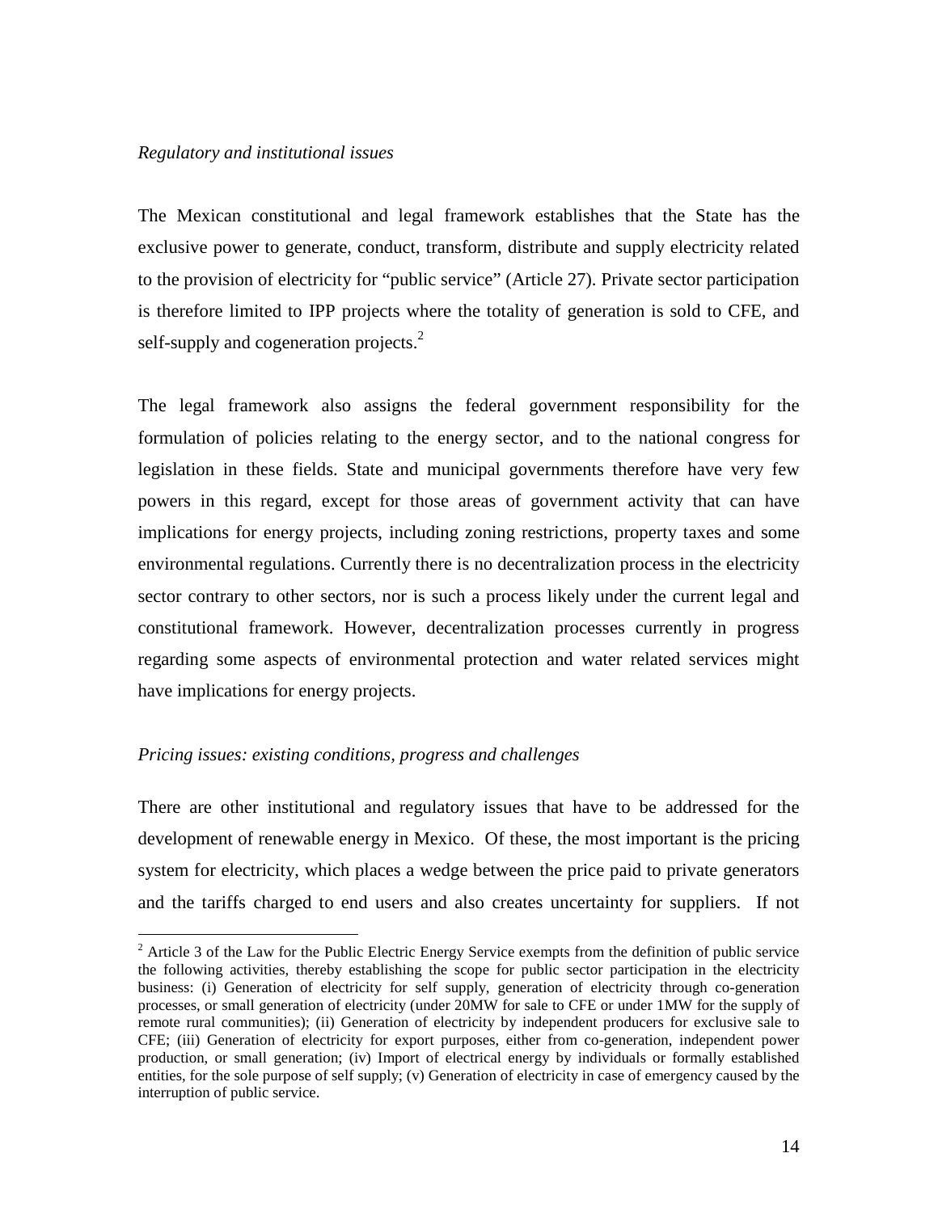*Regulatory and institutional issues*

The Mexican constitutional and legal framework establishes that the State has the exclusive power to generate, conduct, transform, distribute and supply electricity related to the provision of electricity for "public service" (Article 27). Private sector participation is therefore limited to IPP projects where the totality of generation is sold to CFE, and self-supply and cogeneration projects.[2]

The legal framework also assigns the federal government responsibility for the formulation of policies relating to the energy sector, and to the national congress for legislation in these fields. State and municipal governments therefore have very few powers in this regard, except for those areas of government activity that can have implications for energy projects, including zoning restrictions, property taxes and some environmental regulations. Currently there is no decentralization process in the electricity sector contrary to other sectors, nor is such a process likely under the current legal and constitutional framework. However, decentralization processes currently in progress regarding some aspects of environmental protection and water related services might have implications for energy projects.

*Pricing issues: existing conditions, progress and challenges*

There are other institutional and regulatory issues that have to be addressed for the development of renewable energy in Mexico. Of these, the most important is the pricing system for electricity, which places a wedge between the price paid to private generators and the tariffs charged to end users and also creates uncertainty for suppliers. If not

[2] Article 3 of the Law for the Public Electric Energy Service exempts from the definition of public service the following activities, thereby establishing the scope for public sector participation in the electricity business: (i) Generation of electricity for self supply, generation of electricity through co-generation processes, or small generation of electricity (under 20MW for sale to CFE or under 1MW for the supply of remote rural communities); (ii) Generation of electricity by independent producers for exclusive sale to CFE; (iii) Generation of electricity for export purposes, either from co-generation, independent power production, or small generation; (iv) Import of electrical energy by individuals or formally established entities, for the sole purpose of self supply; (v) Generation of electricity in case of emergency caused by the interruption of public service.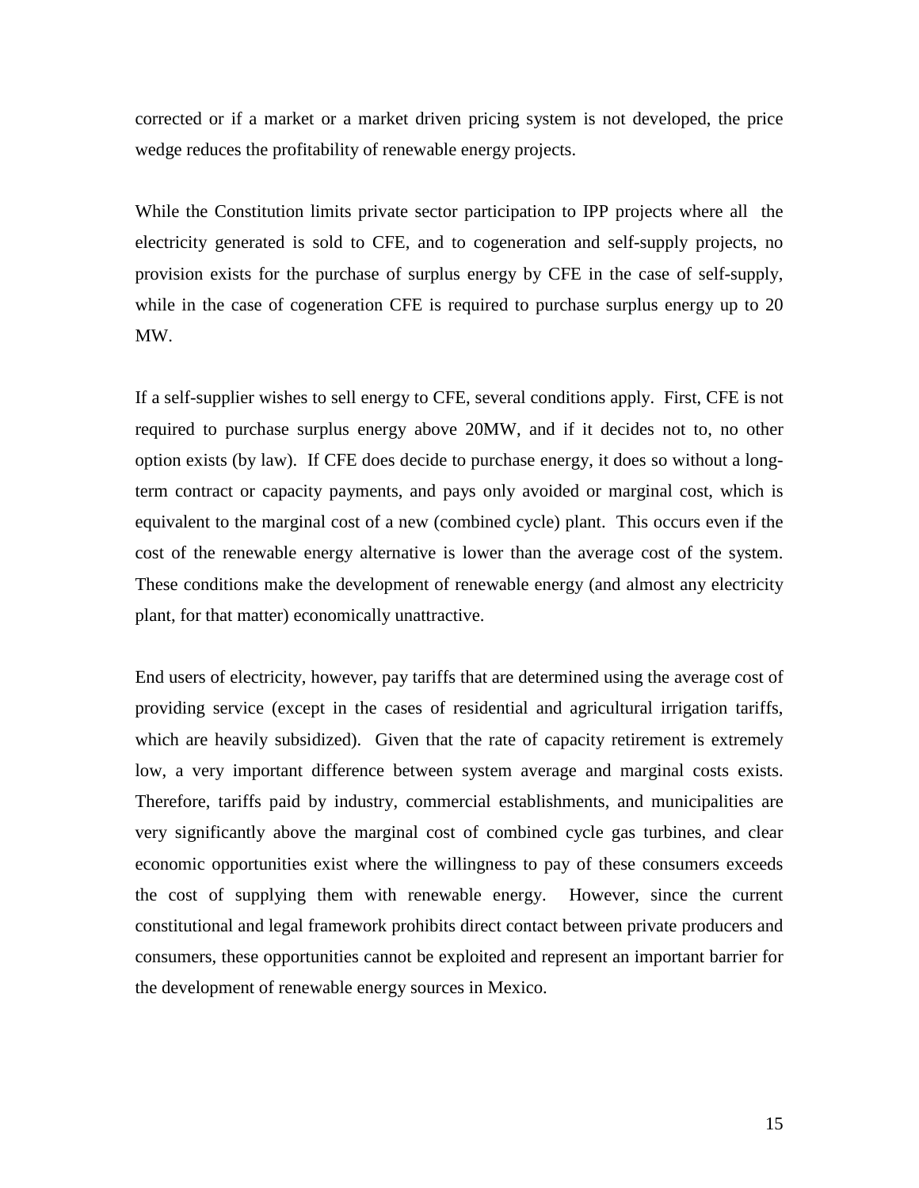corrected or if a market or a market driven pricing system is not developed, the price wedge reduces the profitability of renewable energy projects.

While the Constitution limits private sector participation to IPP projects where all the electricity generated is sold to CFE, and to cogeneration and self-supply projects, no provision exists for the purchase of surplus energy by CFE in the case of self-supply, while in the case of cogeneration CFE is required to purchase surplus energy up to 20 MW.

If a self-supplier wishes to sell energy to CFE, several conditions apply. First, CFE is not required to purchase surplus energy above 20MW, and if it decides not to, no other option exists (by law). If CFE does decide to purchase energy, it does so without a long-term contract or capacity payments, and pays only avoided or marginal cost, which is equivalent to the marginal cost of a new (combined cycle) plant. This occurs even if the cost of the renewable energy alternative is lower than the average cost of the system. These conditions make the development of renewable energy (and almost any electricity plant, for that matter) economically unattractive.

End users of electricity, however, pay tariffs that are determined using the average cost of providing service (except in the cases of residential and agricultural irrigation tariffs, which are heavily subsidized). Given that the rate of capacity retirement is extremely low, a very important difference between system average and marginal costs exists. Therefore, tariffs paid by industry, commercial establishments, and municipalities are very significantly above the marginal cost of combined cycle gas turbines, and clear economic opportunities exist where the willingness to pay of these consumers exceeds the cost of supplying them with renewable energy. However, since the current constitutional and legal framework prohibits direct contact between private producers and consumers, these opportunities cannot be exploited and represent an important barrier for the development of renewable energy sources in Mexico.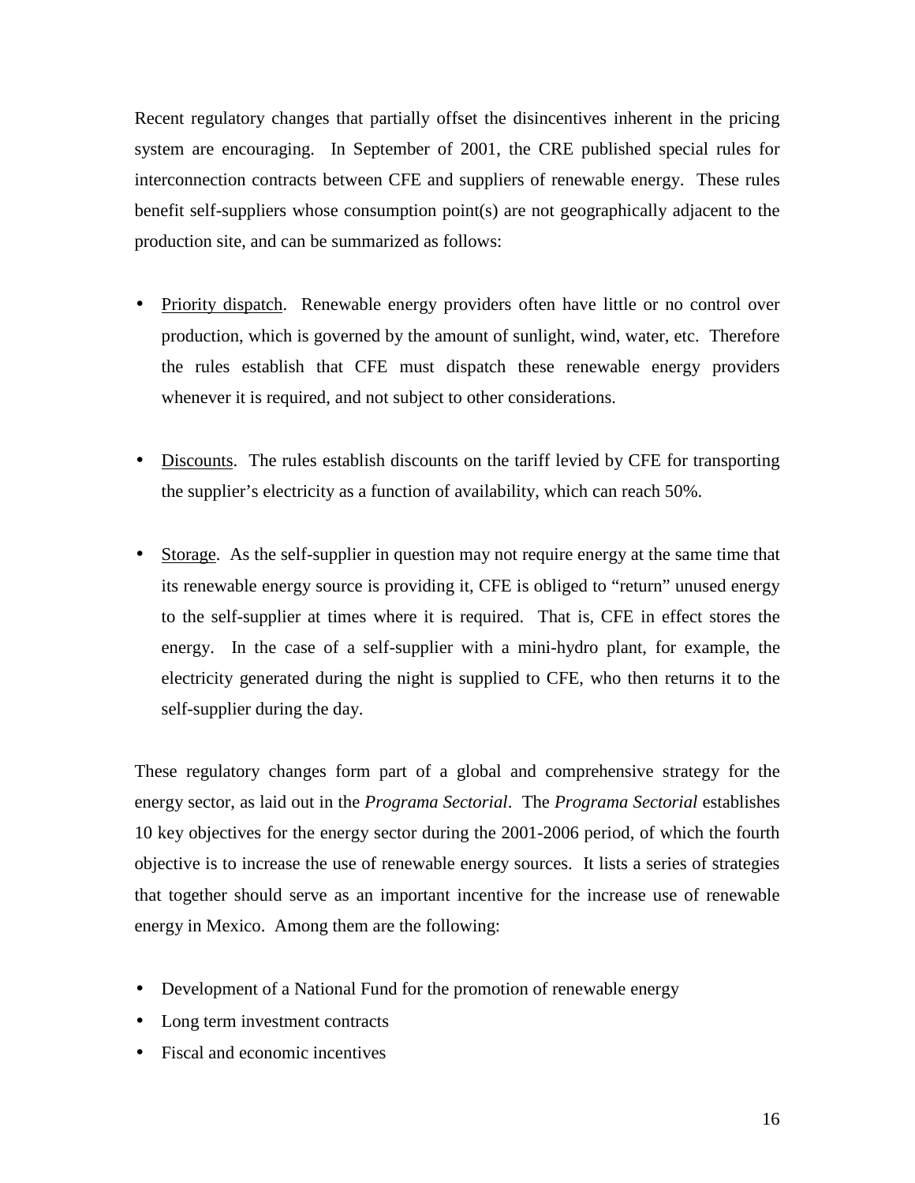Recent regulatory changes that partially offset the disincentives inherent in the pricing system are encouraging. In September of 2001, the CRE published special rules for interconnection contracts between CFE and suppliers of renewable energy. These rules benefit self-suppliers whose consumption point(s) are not geographically adjacent to the production site, and can be summarized as follows:

- <u>Priority dispatch</u>. Renewable energy providers often have little or no control over production, which is governed by the amount of sunlight, wind, water, etc. Therefore the rules establish that CFE must dispatch these renewable energy providers whenever it is required, and not subject to other considerations.

- <u>Discounts</u>. The rules establish discounts on the tariff levied by CFE for transporting the supplier's electricity as a function of availability, which can reach 50%.

- <u>Storage</u>. As the self-supplier in question may not require energy at the same time that its renewable energy source is providing it, CFE is obliged to "return" unused energy to the self-supplier at times where it is required. That is, CFE in effect stores the energy. In the case of a self-supplier with a mini-hydro plant, for example, the electricity generated during the night is supplied to CFE, who then returns it to the self-supplier during the day.

These regulatory changes form part of a global and comprehensive strategy for the energy sector, as laid out in the *Programa Sectorial*. The *Programa Sectorial* establishes 10 key objectives for the energy sector during the 2001-2006 period, of which the fourth objective is to increase the use of renewable energy sources. It lists a series of strategies that together should serve as an important incentive for the increase use of renewable energy in Mexico. Among them are the following:

- Development of a National Fund for the promotion of renewable energy
- Long term investment contracts
- Fiscal and economic incentives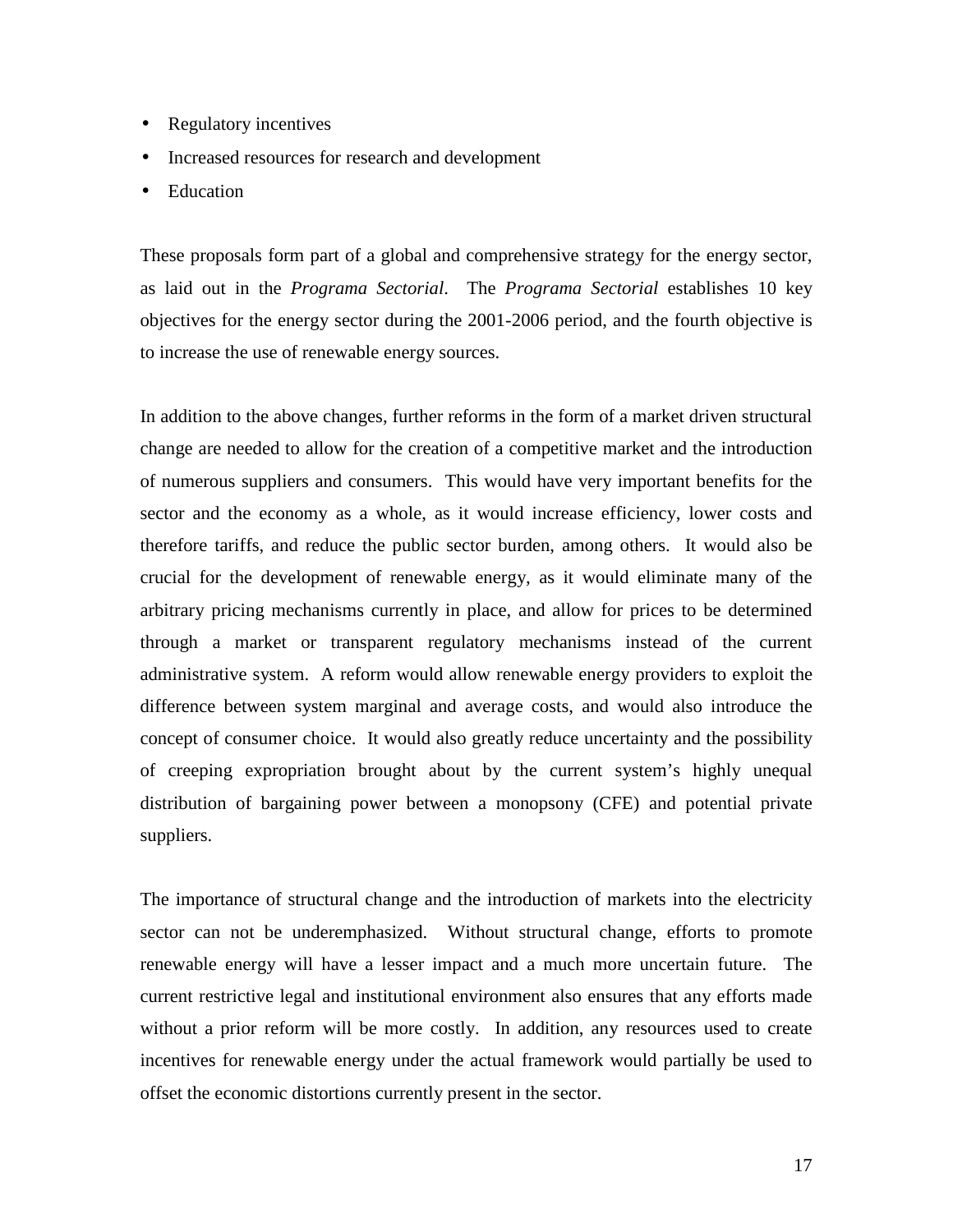- Regulatory incentives
- Increased resources for research and development
- Education

These proposals form part of a global and comprehensive strategy for the energy sector, as laid out in the *Programa Sectorial*. The *Programa Sectorial* establishes 10 key objectives for the energy sector during the 2001-2006 period, and the fourth objective is to increase the use of renewable energy sources.

In addition to the above changes, further reforms in the form of a market driven structural change are needed to allow for the creation of a competitive market and the introduction of numerous suppliers and consumers. This would have very important benefits for the sector and the economy as a whole, as it would increase efficiency, lower costs and therefore tariffs, and reduce the public sector burden, among others. It would also be crucial for the development of renewable energy, as it would eliminate many of the arbitrary pricing mechanisms currently in place, and allow for prices to be determined through a market or transparent regulatory mechanisms instead of the current administrative system. A reform would allow renewable energy providers to exploit the difference between system marginal and average costs, and would also introduce the concept of consumer choice. It would also greatly reduce uncertainty and the possibility of creeping expropriation brought about by the current system's highly unequal distribution of bargaining power between a monopsony (CFE) and potential private suppliers.

The importance of structural change and the introduction of markets into the electricity sector can not be underemphasized. Without structural change, efforts to promote renewable energy will have a lesser impact and a much more uncertain future. The current restrictive legal and institutional environment also ensures that any efforts made without a prior reform will be more costly. In addition, any resources used to create incentives for renewable energy under the actual framework would partially be used to offset the economic distortions currently present in the sector.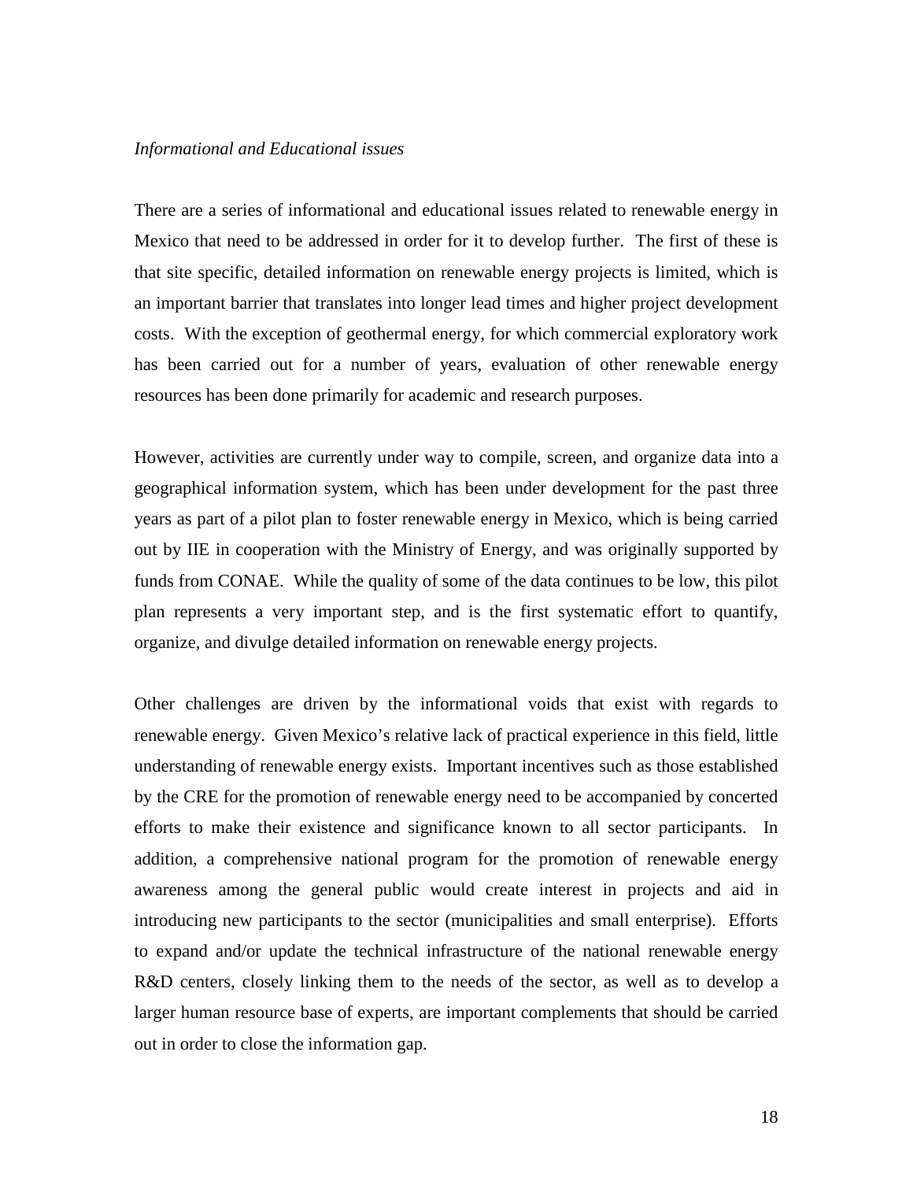*Informational and Educational issues*

There are a series of informational and educational issues related to renewable energy in Mexico that need to be addressed in order for it to develop further. The first of these is that site specific, detailed information on renewable energy projects is limited, which is an important barrier that translates into longer lead times and higher project development costs. With the exception of geothermal energy, for which commercial exploratory work has been carried out for a number of years, evaluation of other renewable energy resources has been done primarily for academic and research purposes.

However, activities are currently under way to compile, screen, and organize data into a geographical information system, which has been under development for the past three years as part of a pilot plan to foster renewable energy in Mexico, which is being carried out by IIE in cooperation with the Ministry of Energy, and was originally supported by funds from CONAE. While the quality of some of the data continues to be low, this pilot plan represents a very important step, and is the first systematic effort to quantify, organize, and divulge detailed information on renewable energy projects.

Other challenges are driven by the informational voids that exist with regards to renewable energy. Given Mexico's relative lack of practical experience in this field, little understanding of renewable energy exists. Important incentives such as those established by the CRE for the promotion of renewable energy need to be accompanied by concerted efforts to make their existence and significance known to all sector participants. In addition, a comprehensive national program for the promotion of renewable energy awareness among the general public would create interest in projects and aid in introducing new participants to the sector (municipalities and small enterprise). Efforts to expand and/or update the technical infrastructure of the national renewable energy R&D centers, closely linking them to the needs of the sector, as well as to develop a larger human resource base of experts, are important complements that should be carried out in order to close the information gap.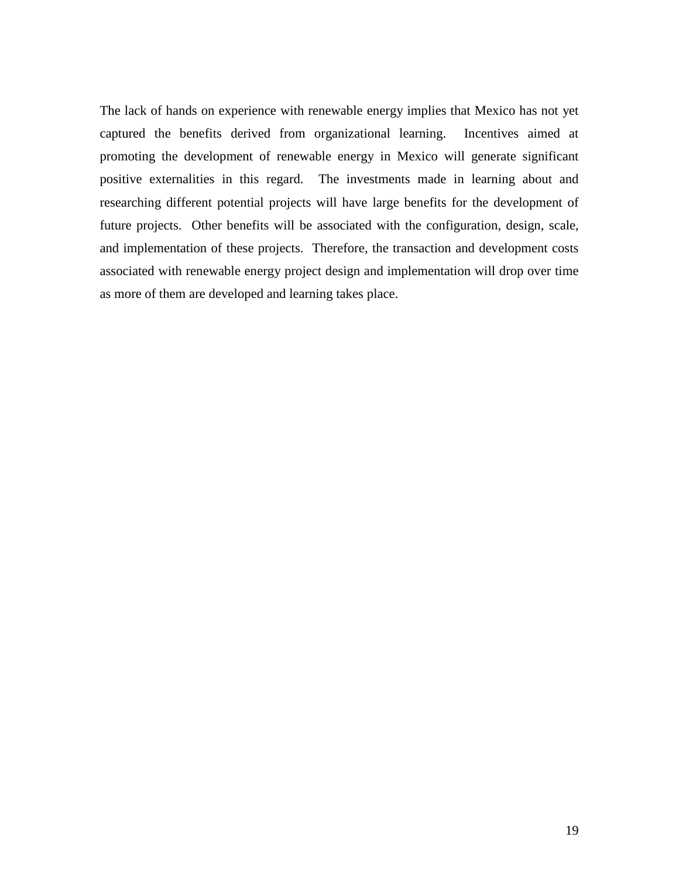The lack of hands on experience with renewable energy implies that Mexico has not yet captured the benefits derived from organizational learning. Incentives aimed at promoting the development of renewable energy in Mexico will generate significant positive externalities in this regard. The investments made in learning about and researching different potential projects will have large benefits for the development of future projects. Other benefits will be associated with the configuration, design, scale, and implementation of these projects. Therefore, the transaction and development costs associated with renewable energy project design and implementation will drop over time as more of them are developed and learning takes place.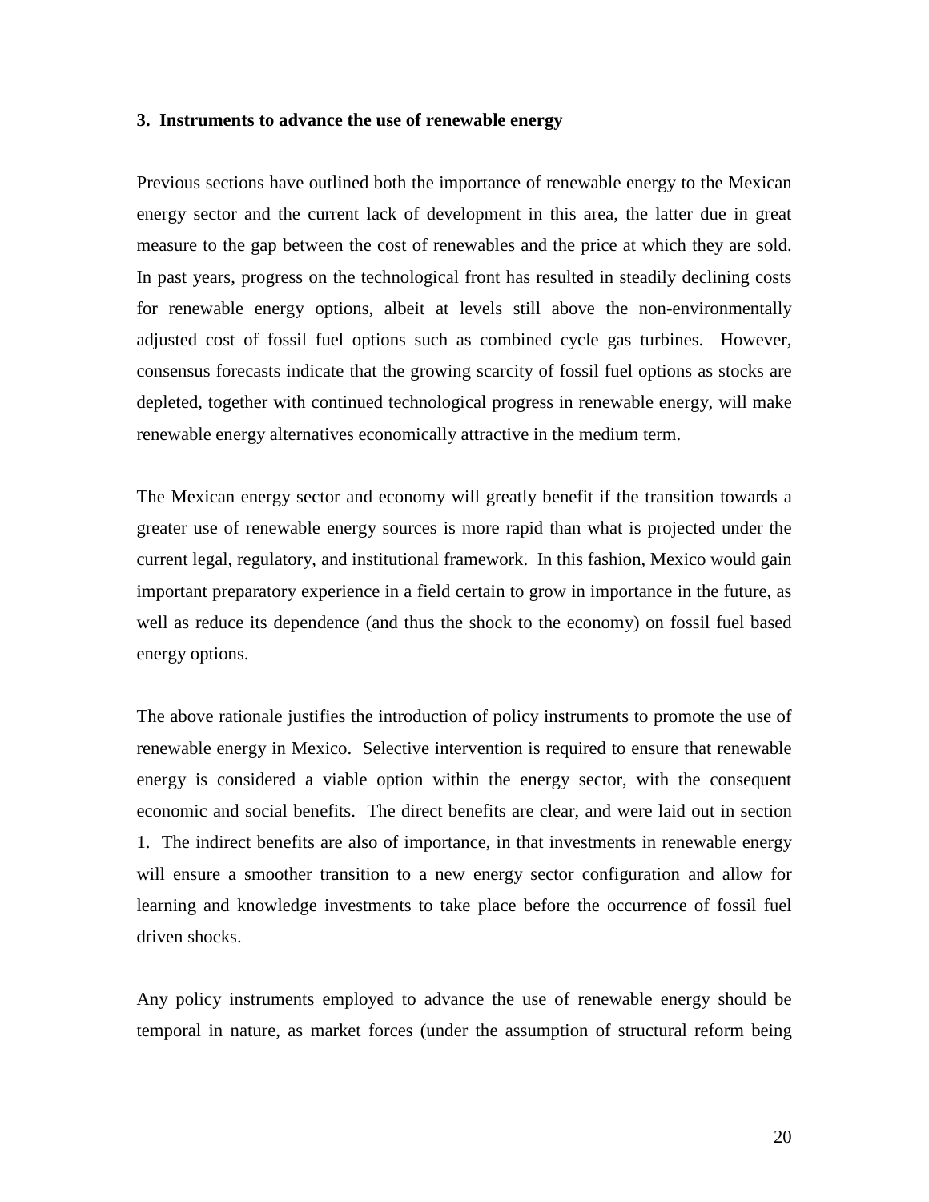### 3. Instruments to advance the use of renewable energy

Previous sections have outlined both the importance of renewable energy to the Mexican energy sector and the current lack of development in this area, the latter due in great measure to the gap between the cost of renewables and the price at which they are sold. In past years, progress on the technological front has resulted in steadily declining costs for renewable energy options, albeit at levels still above the non-environmentally adjusted cost of fossil fuel options such as combined cycle gas turbines. However, consensus forecasts indicate that the growing scarcity of fossil fuel options as stocks are depleted, together with continued technological progress in renewable energy, will make renewable energy alternatives economically attractive in the medium term.

The Mexican energy sector and economy will greatly benefit if the transition towards a greater use of renewable energy sources is more rapid than what is projected under the current legal, regulatory, and institutional framework. In this fashion, Mexico would gain important preparatory experience in a field certain to grow in importance in the future, as well as reduce its dependence (and thus the shock to the economy) on fossil fuel based energy options.

The above rationale justifies the introduction of policy instruments to promote the use of renewable energy in Mexico. Selective intervention is required to ensure that renewable energy is considered a viable option within the energy sector, with the consequent economic and social benefits. The direct benefits are clear, and were laid out in section 1. The indirect benefits are also of importance, in that investments in renewable energy will ensure a smoother transition to a new energy sector configuration and allow for learning and knowledge investments to take place before the occurrence of fossil fuel driven shocks.

Any policy instruments employed to advance the use of renewable energy should be temporal in nature, as market forces (under the assumption of structural reform being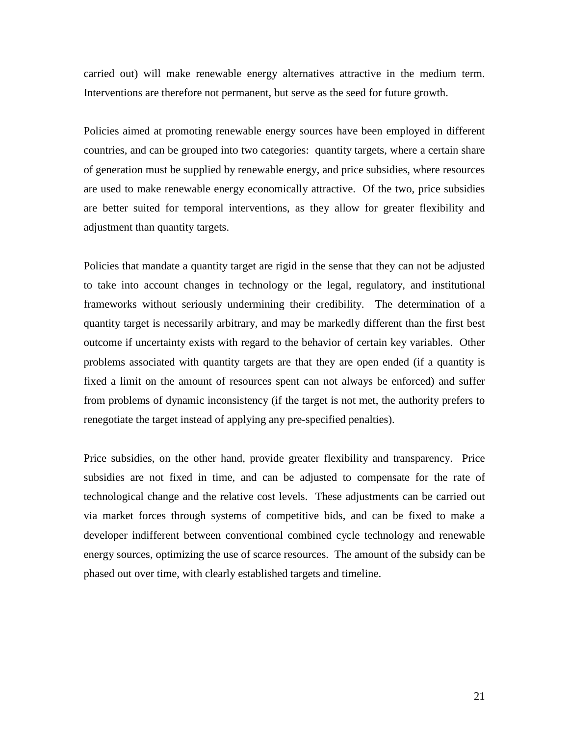carried out) will make renewable energy alternatives attractive in the medium term. Interventions are therefore not permanent, but serve as the seed for future growth.

Policies aimed at promoting renewable energy sources have been employed in different countries, and can be grouped into two categories: quantity targets, where a certain share of generation must be supplied by renewable energy, and price subsidies, where resources are used to make renewable energy economically attractive. Of the two, price subsidies are better suited for temporal interventions, as they allow for greater flexibility and adjustment than quantity targets.

Policies that mandate a quantity target are rigid in the sense that they can not be adjusted to take into account changes in technology or the legal, regulatory, and institutional frameworks without seriously undermining their credibility. The determination of a quantity target is necessarily arbitrary, and may be markedly different than the first best outcome if uncertainty exists with regard to the behavior of certain key variables. Other problems associated with quantity targets are that they are open ended (if a quantity is fixed a limit on the amount of resources spent can not always be enforced) and suffer from problems of dynamic inconsistency (if the target is not met, the authority prefers to renegotiate the target instead of applying any pre-specified penalties).

Price subsidies, on the other hand, provide greater flexibility and transparency. Price subsidies are not fixed in time, and can be adjusted to compensate for the rate of technological change and the relative cost levels. These adjustments can be carried out via market forces through systems of competitive bids, and can be fixed to make a developer indifferent between conventional combined cycle technology and renewable energy sources, optimizing the use of scarce resources. The amount of the subsidy can be phased out over time, with clearly established targets and timeline.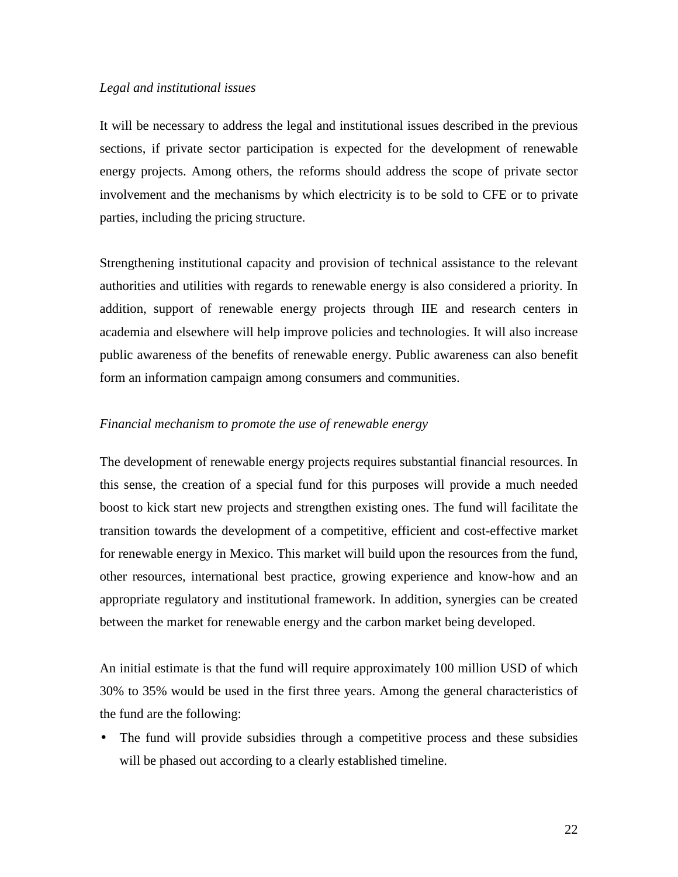*Legal and institutional issues*

It will be necessary to address the legal and institutional issues described in the previous sections, if private sector participation is expected for the development of renewable energy projects. Among others, the reforms should address the scope of private sector involvement and the mechanisms by which electricity is to be sold to CFE or to private parties, including the pricing structure.

Strengthening institutional capacity and provision of technical assistance to the relevant authorities and utilities with regards to renewable energy is also considered a priority. In addition, support of renewable energy projects through IIE and research centers in academia and elsewhere will help improve policies and technologies. It will also increase public awareness of the benefits of renewable energy. Public awareness can also benefit form an information campaign among consumers and communities.

*Financial mechanism to promote the use of renewable energy*

The development of renewable energy projects requires substantial financial resources. In this sense, the creation of a special fund for this purposes will provide a much needed boost to kick start new projects and strengthen existing ones. The fund will facilitate the transition towards the development of a competitive, efficient and cost-effective market for renewable energy in Mexico. This market will build upon the resources from the fund, other resources, international best practice, growing experience and know-how and an appropriate regulatory and institutional framework. In addition, synergies can be created between the market for renewable energy and the carbon market being developed.

An initial estimate is that the fund will require approximately 100 million USD of which 30% to 35% would be used in the first three years. Among the general characteristics of the fund are the following:

- The fund will provide subsidies through a competitive process and these subsidies will be phased out according to a clearly established timeline.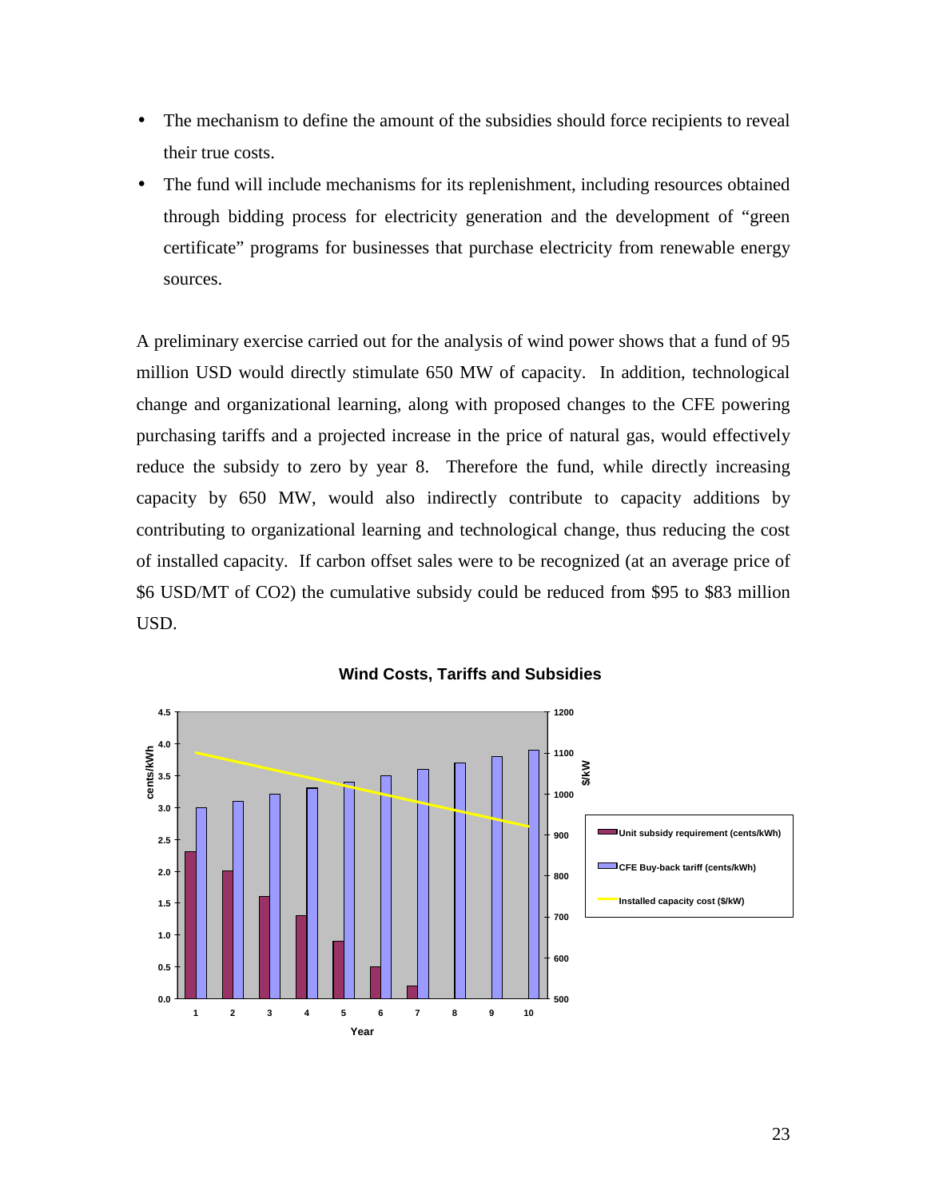- The mechanism to define the amount of the subsidies should force recipients to reveal their true costs.
- The fund will include mechanisms for its replenishment, including resources obtained through bidding process for electricity generation and the development of "green certificate" programs for businesses that purchase electricity from renewable energy sources.

A preliminary exercise carried out for the analysis of wind power shows that a fund of 95 million USD would directly stimulate 650 MW of capacity. In addition, technological change and organizational learning, along with proposed changes to the CFE powering purchasing tariffs and a projected increase in the price of natural gas, would effectively reduce the subsidy to zero by year 8. Therefore the fund, while directly increasing capacity by 650 MW, would also indirectly contribute to capacity additions by contributing to organizational learning and technological change, thus reducing the cost of installed capacity. If carbon offset sales were to be recognized (at an average price of \$6 USD/MT of $CO_2$) the cumulative subsidy could be reduced from \$95 to \$83 million USD.

**Wind Costs, Tariffs and Subsidies**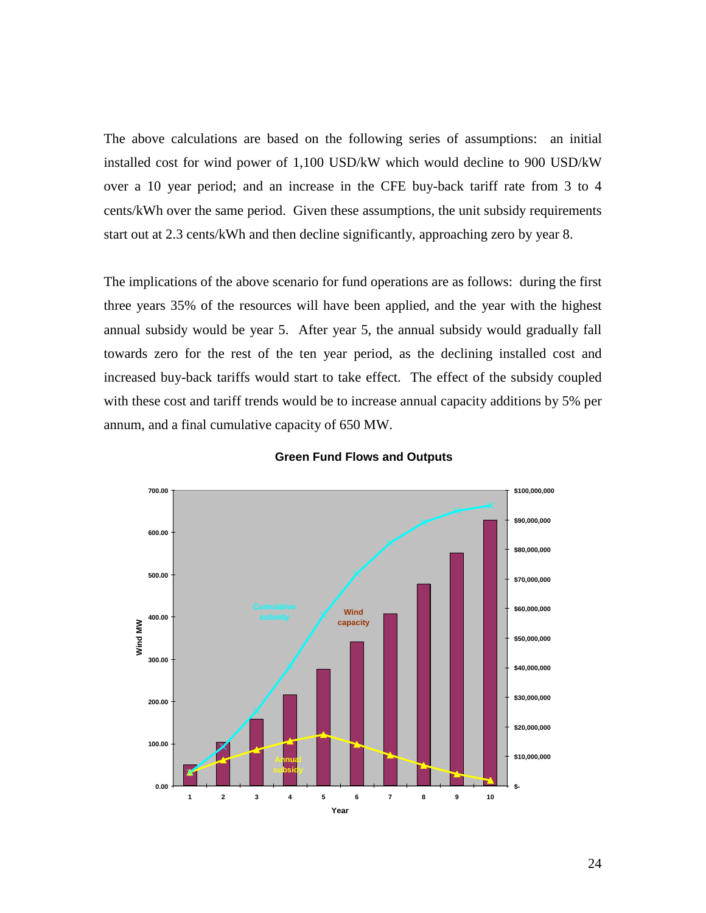The above calculations are based on the following series of assumptions: an initial installed cost for wind power of 1,100 USD/kW which would decline to 900 USD/kW over a 10 year period; and an increase in the CFE buy-back tariff rate from 3 to 4 cents/kWh over the same period. Given these assumptions, the unit subsidy requirements start out at 2.3 cents/kWh and then decline significantly, approaching zero by year 8.

The implications of the above scenario for fund operations are as follows: during the first three years 35% of the resources will have been applied, and the year with the highest annual subsidy would be year 5. After year 5, the annual subsidy would gradually fall towards zero for the rest of the ten year period, as the declining installed cost and increased buy-back tariffs would start to take effect. The effect of the subsidy coupled with these cost and tariff trends would be to increase annual capacity additions by 5% per annum, and a final cumulative capacity of 650 MW.

**Green Fund Flows and Outputs**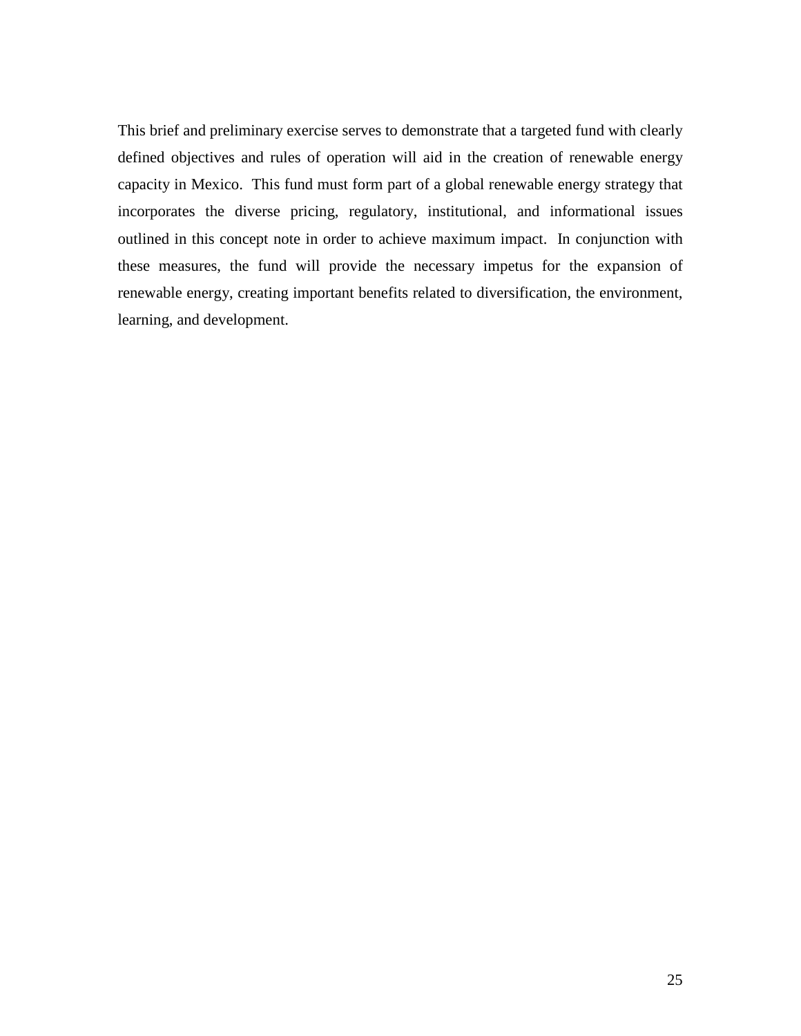This brief and preliminary exercise serves to demonstrate that a targeted fund with clearly defined objectives and rules of operation will aid in the creation of renewable energy capacity in Mexico. This fund must form part of a global renewable energy strategy that incorporates the diverse pricing, regulatory, institutional, and informational issues outlined in this concept note in order to achieve maximum impact. In conjunction with these measures, the fund will provide the necessary impetus for the expansion of renewable energy, creating important benefits related to diversification, the environment, learning, and development.